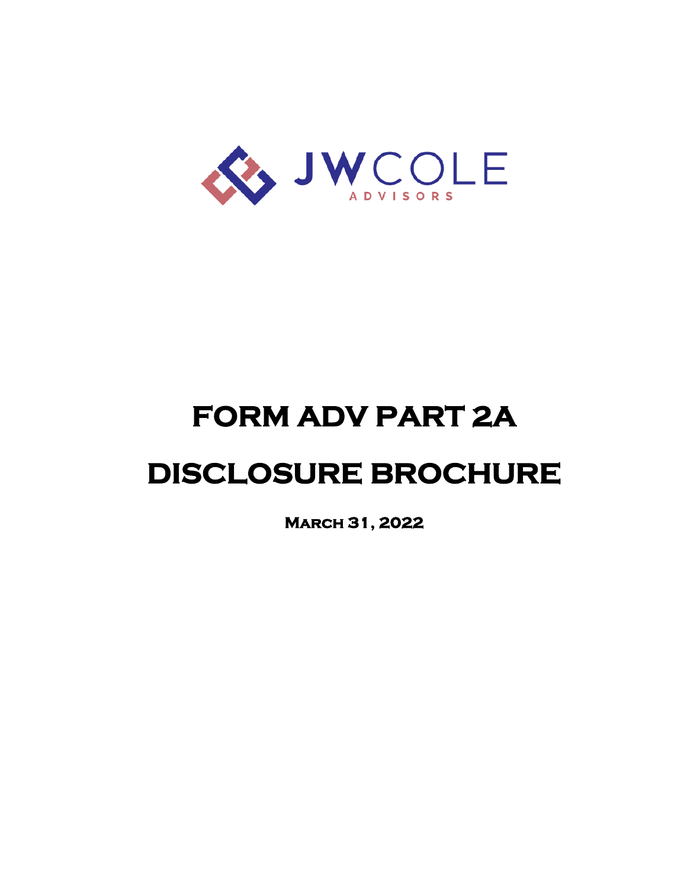JWCOLE ADVISORS

# FORM ADV PART 2A

# DISCLOSURE BROCHURE

**March 31, 2022**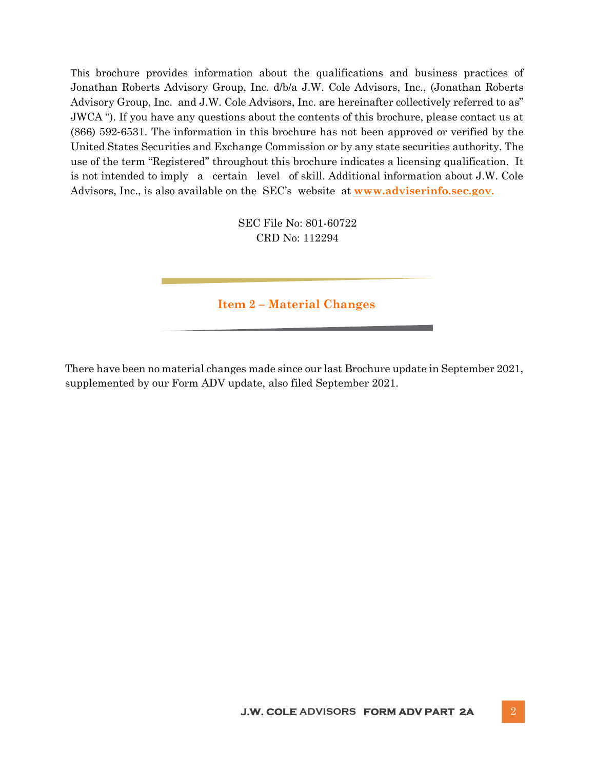This brochure provides information about the qualifications and business practices of Jonathan Roberts Advisory Group, Inc. d/b/a J.W. Cole Advisors, Inc., (Jonathan Roberts Advisory Group, Inc. and J.W. Cole Advisors, Inc. are hereinafter collectively referred to as" JWCA "). If you have any questions about the contents of this brochure, please contact us at (866) 592-6531. The information in this brochure has not been approved or verified by the United States Securities and Exchange Commission or by any state securities authority. The use of the term "Registered" throughout this brochure indicates a licensing qualification. It is not intended to imply a certain level of skill. Additional information about J.W. Cole Advisors, Inc., is also available on the SEC's website at **www.adviserinfo.sec.gov.**

SEC File No: 801-60722
CRD No: 112294

## Item 2 – Material Changes

There have been no material changes made since our last Brochure update in September 2021, supplemented by our Form ADV update, also filed September 2021.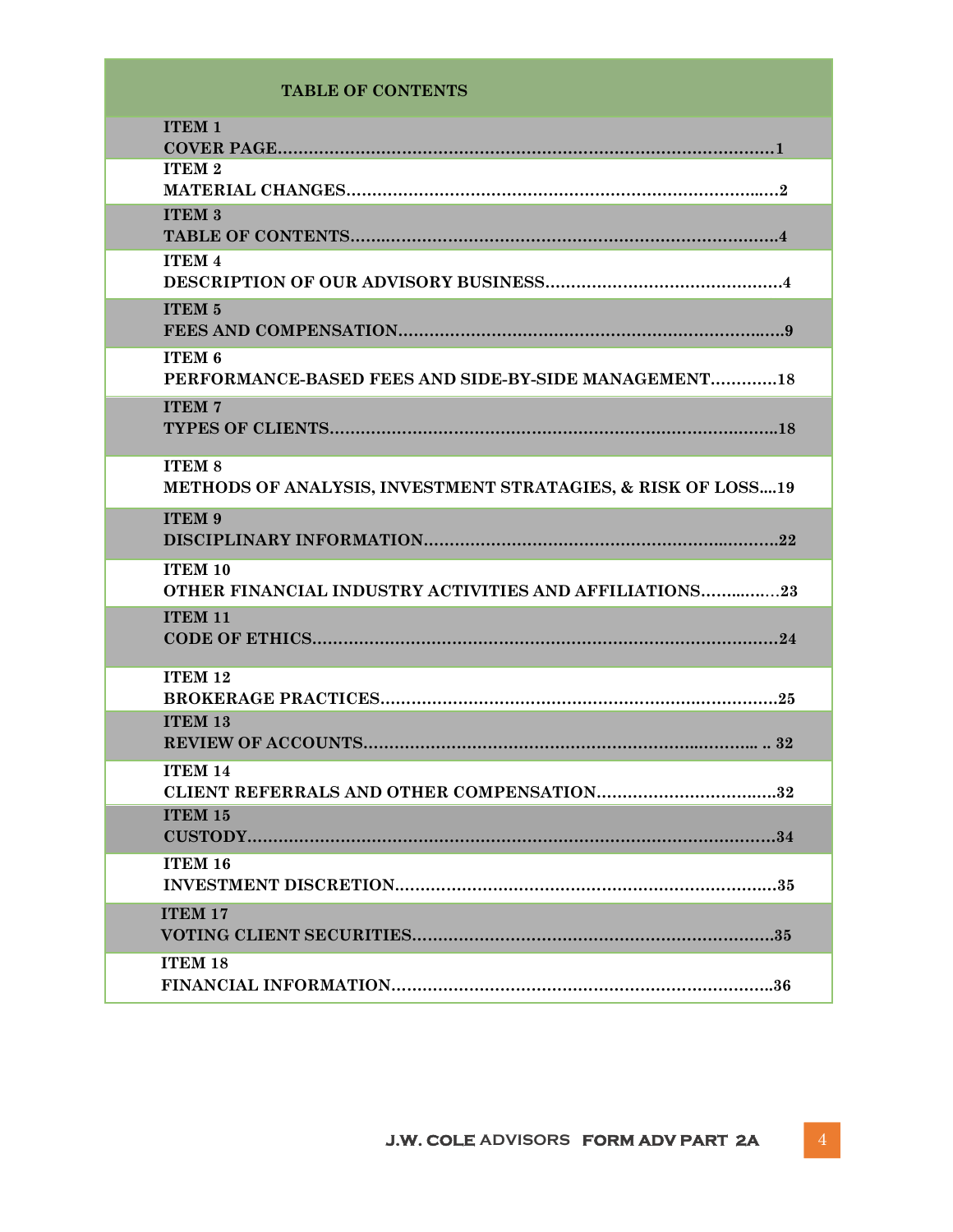# TABLE OF CONTENTS

| ITEM | SECTION | PAGE |
|---|---|---|
| ITEM 1 | COVER PAGE | 1 |
| ITEM 2 | MATERIAL CHANGES | 2 |
| ITEM 3 | TABLE OF CONTENTS | 4 |
| ITEM 4 | DESCRIPTION OF OUR ADVISORY BUSINESS | 4 |
| ITEM 5 | FEES AND COMPENSATION | 9 |
| ITEM 6 | PERFORMANCE-BASED FEES AND SIDE-BY-SIDE MANAGEMENT | 18 |
| ITEM 7 | TYPES OF CLIENTS | 18 |
| ITEM 8 | METHODS OF ANALYSIS, INVESTMENT STRATAGIES, & RISK OF LOSS | 19 |
| ITEM 9 | DISCIPLINARY INFORMATION | 22 |
| ITEM 10 | OTHER FINANCIAL INDUSTRY ACTIVITIES AND AFFILIATIONS | 23 |
| ITEM 11 | CODE OF ETHICS | 24 |
| ITEM 12 | BROKERAGE PRACTICES | 25 |
| ITEM 13 | REVIEW OF ACCOUNTS | 32 |
| ITEM 14 | CLIENT REFERRALS AND OTHER COMPENSATION | 32 |
| ITEM 15 | CUSTODY | 34 |
| ITEM 16 | INVESTMENT DISCRETION | 35 |
| ITEM 17 | VOTING CLIENT SECURITIES | 35 |
| ITEM 18 | FINANCIAL INFORMATION | 36 |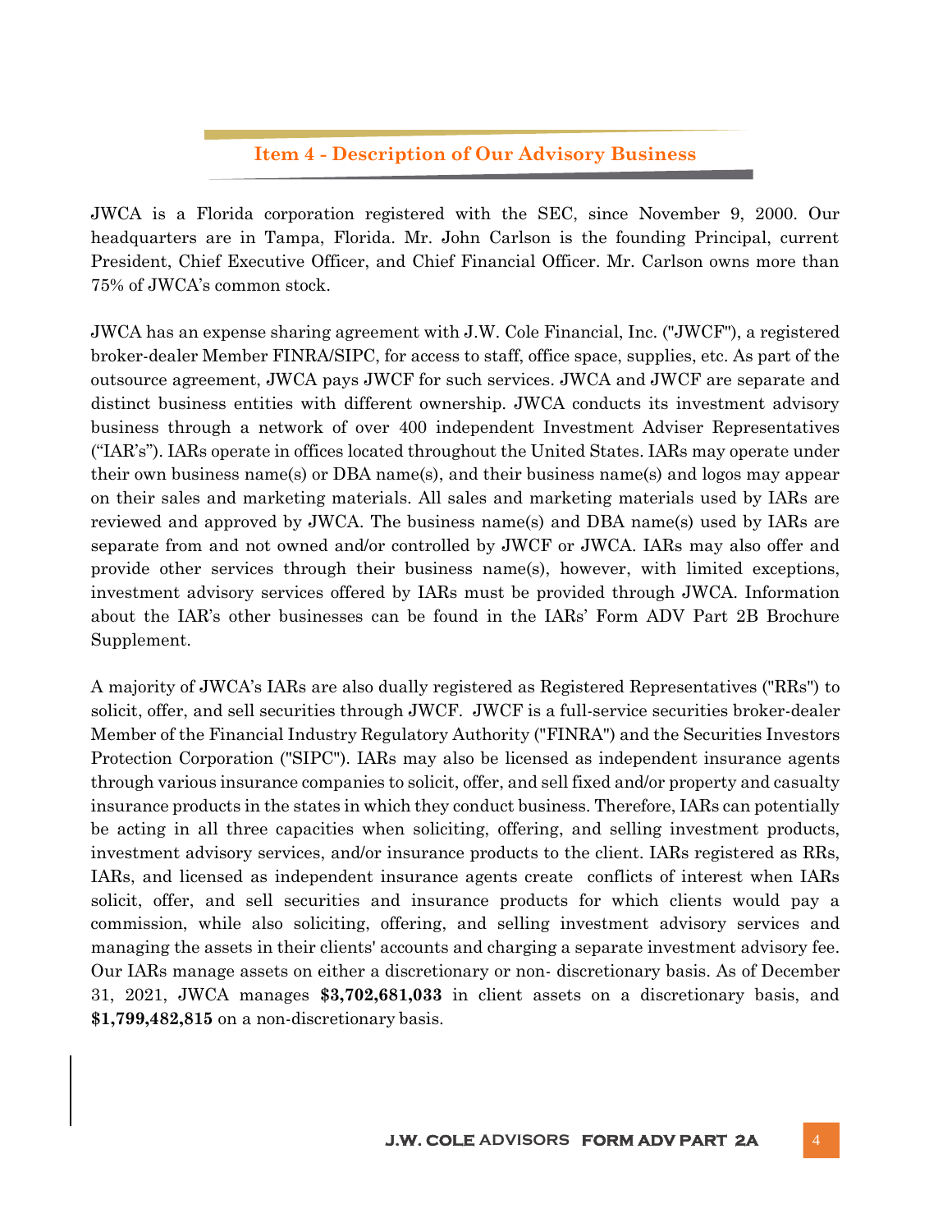## Item 4 - Description of Our Advisory Business

JWCA is a Florida corporation registered with the SEC, since November 9, 2000. Our headquarters are in Tampa, Florida. Mr. John Carlson is the founding Principal, current President, Chief Executive Officer, and Chief Financial Officer. Mr. Carlson owns more than 75% of JWCA's common stock.

JWCA has an expense sharing agreement with J.W. Cole Financial, Inc. ("JWCF"), a registered broker-dealer Member FINRA/SIPC, for access to staff, office space, supplies, etc. As part of the outsource agreement, JWCA pays JWCF for such services. JWCA and JWCF are separate and distinct business entities with different ownership. JWCA conducts its investment advisory business through a network of over 400 independent Investment Adviser Representatives ("IAR's"). IARs operate in offices located throughout the United States. IARs may operate under their own business name(s) or DBA name(s), and their business name(s) and logos may appear on their sales and marketing materials. All sales and marketing materials used by IARs are reviewed and approved by JWCA. The business name(s) and DBA name(s) used by IARs are separate from and not owned and/or controlled by JWCF or JWCA. IARs may also offer and provide other services through their business name(s), however, with limited exceptions, investment advisory services offered by IARs must be provided through JWCA. Information about the IAR's other businesses can be found in the IARs' Form ADV Part 2B Brochure Supplement.

A majority of JWCA's IARs are also dually registered as Registered Representatives ("RRs") to solicit, offer, and sell securities through JWCF. JWCF is a full-service securities broker-dealer Member of the Financial Industry Regulatory Authority ("FINRA") and the Securities Investors Protection Corporation ("SIPC"). IARs may also be licensed as independent insurance agents through various insurance companies to solicit, offer, and sell fixed and/or property and casualty insurance products in the states in which they conduct business. Therefore, IARs can potentially be acting in all three capacities when soliciting, offering, and selling investment products, investment advisory services, and/or insurance products to the client. IARs registered as RRs, IARs, and licensed as independent insurance agents create conflicts of interest when IARs solicit, offer, and sell securities and insurance products for which clients would pay a commission, while also soliciting, offering, and selling investment advisory services and managing the assets in their clients' accounts and charging a separate investment advisory fee. Our IARs manage assets on either a discretionary or non- discretionary basis. As of December 31, 2021, JWCA manages **$3,702,681,033** in client assets on a discretionary basis, and **$1,799,482,815** on a non-discretionary basis.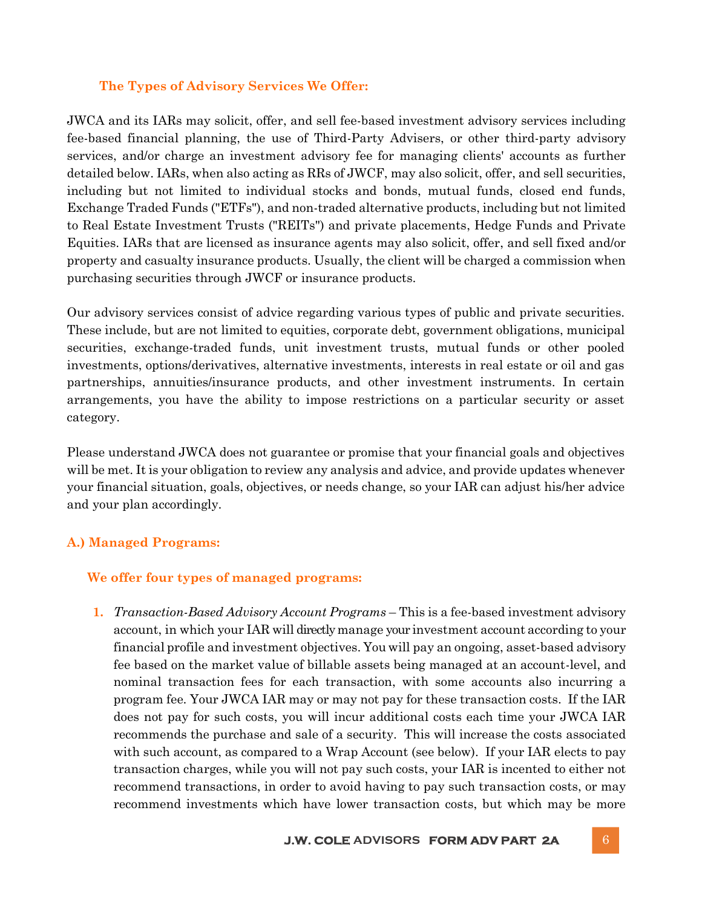### The Types of Advisory Services We Offer:

JWCA and its IARs may solicit, offer, and sell fee-based investment advisory services including fee-based financial planning, the use of Third-Party Advisers, or other third-party advisory services, and/or charge an investment advisory fee for managing clients' accounts as further detailed below. IARs, when also acting as RRs of JWCF, may also solicit, offer, and sell securities, including but not limited to individual stocks and bonds, mutual funds, closed end funds, Exchange Traded Funds ("ETFs"), and non-traded alternative products, including but not limited to Real Estate Investment Trusts ("REITs") and private placements, Hedge Funds and Private Equities. IARs that are licensed as insurance agents may also solicit, offer, and sell fixed and/or property and casualty insurance products. Usually, the client will be charged a commission when purchasing securities through JWCF or insurance products.

Our advisory services consist of advice regarding various types of public and private securities. These include, but are not limited to equities, corporate debt, government obligations, municipal securities, exchange-traded funds, unit investment trusts, mutual funds or other pooled investments, options/derivatives, alternative investments, interests in real estate or oil and gas partnerships, annuities/insurance products, and other investment instruments. In certain arrangements, you have the ability to impose restrictions on a particular security or asset category.

Please understand JWCA does not guarantee or promise that your financial goals and objectives will be met. It is your obligation to review any analysis and advice, and provide updates whenever your financial situation, goals, objectives, or needs change, so your IAR can adjust his/her advice and your plan accordingly.

### A.) Managed Programs:

#### We offer four types of managed programs:

1. *Transaction-Based Advisory Account Programs* – This is a fee-based investment advisory account, in which your IAR will directly manage your investment account according to your financial profile and investment objectives. You will pay an ongoing, asset-based advisory fee based on the market value of billable assets being managed at an account-level, and nominal transaction fees for each transaction, with some accounts also incurring a program fee. Your JWCA IAR may or may not pay for these transaction costs. If the IAR does not pay for such costs, you will incur additional costs each time your JWCA IAR recommends the purchase and sale of a security. This will increase the costs associated with such account, as compared to a Wrap Account (see below). If your IAR elects to pay transaction charges, while you will not pay such costs, your IAR is incented to either not recommend transactions, in order to avoid having to pay such transaction costs, or may recommend investments which have lower transaction costs, but which may be more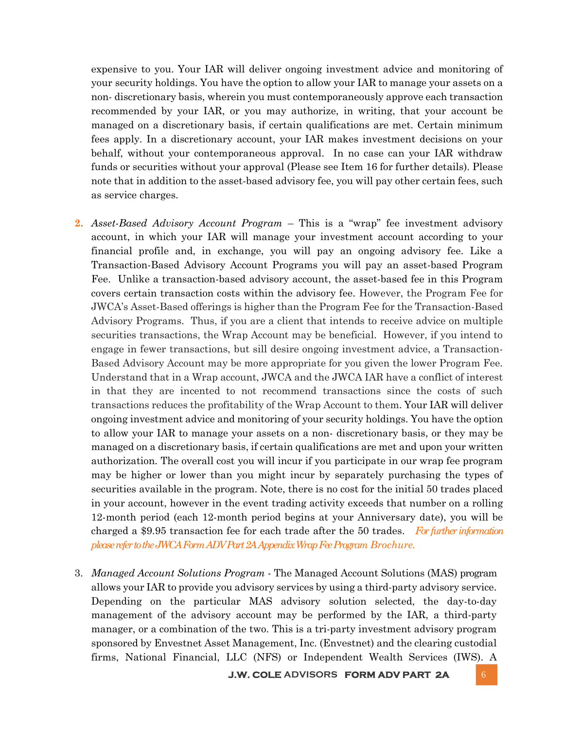expensive to you. Your IAR will deliver ongoing investment advice and monitoring of your security holdings. You have the option to allow your IAR to manage your assets on a non- discretionary basis, wherein you must contemporaneously approve each transaction recommended by your IAR, or you may authorize, in writing, that your account be managed on a discretionary basis, if certain qualifications are met. Certain minimum fees apply. In a discretionary account, your IAR makes investment decisions on your behalf, without your contemporaneous approval. In no case can your IAR withdraw funds or securities without your approval (Please see Item 16 for further details). Please note that in addition to the asset-based advisory fee, you will pay other certain fees, such as service charges.

2. *Asset-Based Advisory Account Program* – This is a "wrap" fee investment advisory account, in which your IAR will manage your investment account according to your financial profile and, in exchange, you will pay an ongoing advisory fee. Like a Transaction-Based Advisory Account Programs you will pay an asset-based Program Fee. Unlike a transaction-based advisory account, the asset-based fee in this Program covers certain transaction costs within the advisory fee. However, the Program Fee for JWCA's Asset-Based offerings is higher than the Program Fee for the Transaction-Based Advisory Programs. Thus, if you are a client that intends to receive advice on multiple securities transactions, the Wrap Account may be beneficial. However, if you intend to engage in fewer transactions, but sill desire ongoing investment advice, a Transaction-Based Advisory Account may be more appropriate for you given the lower Program Fee. Understand that in a Wrap account, JWCA and the JWCA IAR have a conflict of interest in that they are incented to not recommend transactions since the costs of such transactions reduces the profitability of the Wrap Account to them. Your IAR will deliver ongoing investment advice and monitoring of your security holdings. You have the option to allow your IAR to manage your assets on a non- discretionary basis, or they may be managed on a discretionary basis, if certain qualifications are met and upon your written authorization. The overall cost you will incur if you participate in our wrap fee program may be higher or lower than you might incur by separately purchasing the types of securities available in the program. Note, there is no cost for the initial 50 trades placed in your account, however in the event trading activity exceeds that number on a rolling 12-month period (each 12-month period begins at your Anniversary date), you will be charged a $9.95 transaction fee for each trade after the 50 trades. *For further information please refer to the JWCA Form ADV Part 2A Appendix Wrap Fee Program Brochure.*

3. *Managed Account Solutions Program* - The Managed Account Solutions (MAS) program allows your IAR to provide you advisory services by using a third-party advisory service. Depending on the particular MAS advisory solution selected, the day-to-day management of the advisory account may be performed by the IAR, a third-party manager, or a combination of the two. This is a tri-party investment advisory program sponsored by Envestnet Asset Management, Inc. (Envestnet) and the clearing custodial firms, National Financial, LLC (NFS) or Independent Wealth Services (IWS). A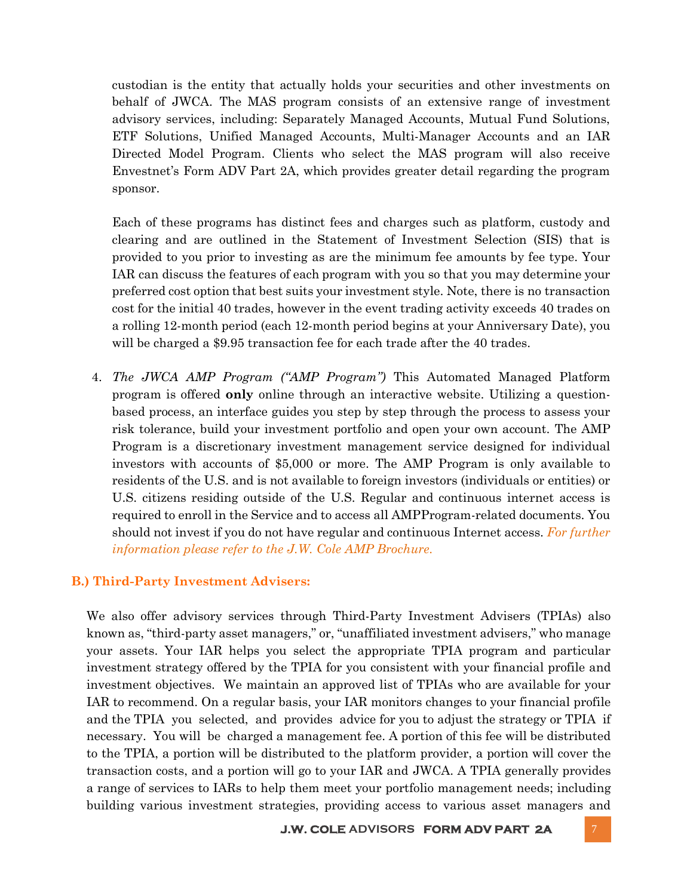custodian is the entity that actually holds your securities and other investments on behalf of JWCA. The MAS program consists of an extensive range of investment advisory services, including: Separately Managed Accounts, Mutual Fund Solutions, ETF Solutions, Unified Managed Accounts, Multi-Manager Accounts and an IAR Directed Model Program. Clients who select the MAS program will also receive Envestnet's Form ADV Part 2A, which provides greater detail regarding the program sponsor.

Each of these programs has distinct fees and charges such as platform, custody and clearing and are outlined in the Statement of Investment Selection (SIS) that is provided to you prior to investing as are the minimum fee amounts by fee type. Your IAR can discuss the features of each program with you so that you may determine your preferred cost option that best suits your investment style. Note, there is no transaction cost for the initial 40 trades, however in the event trading activity exceeds 40 trades on a rolling 12-month period (each 12-month period begins at your Anniversary Date), you will be charged a $9.95 transaction fee for each trade after the 40 trades.

4. *The JWCA AMP Program ("AMP Program")* This Automated Managed Platform program is offered **only** online through an interactive website. Utilizing a question-based process, an interface guides you step by step through the process to assess your risk tolerance, build your investment portfolio and open your own account. The AMP Program is a discretionary investment management service designed for individual investors with accounts of $5,000 or more. The AMP Program is only available to residents of the U.S. and is not available to foreign investors (individuals or entities) or U.S. citizens residing outside of the U.S. Regular and continuous internet access is required to enroll in the Service and to access all AMPProgram-related documents. You should not invest if you do not have regular and continuous Internet access. *For further information please refer to the J.W. Cole AMP Brochure.*

### B.) Third-Party Investment Advisers:

We also offer advisory services through Third-Party Investment Advisers (TPIAs) also known as, "third-party asset managers," or, "unaffiliated investment advisers," who manage your assets. Your IAR helps you select the appropriate TPIA program and particular investment strategy offered by the TPIA for you consistent with your financial profile and investment objectives. We maintain an approved list of TPIAs who are available for your IAR to recommend. On a regular basis, your IAR monitors changes to your financial profile and the TPIA you selected, and provides advice for you to adjust the strategy or TPIA if necessary. You will be charged a management fee. A portion of this fee will be distributed to the TPIA, a portion will be distributed to the platform provider, a portion will cover the transaction costs, and a portion will go to your IAR and JWCA. A TPIA generally provides a range of services to IARs to help them meet your portfolio management needs; including building various investment strategies, providing access to various asset managers and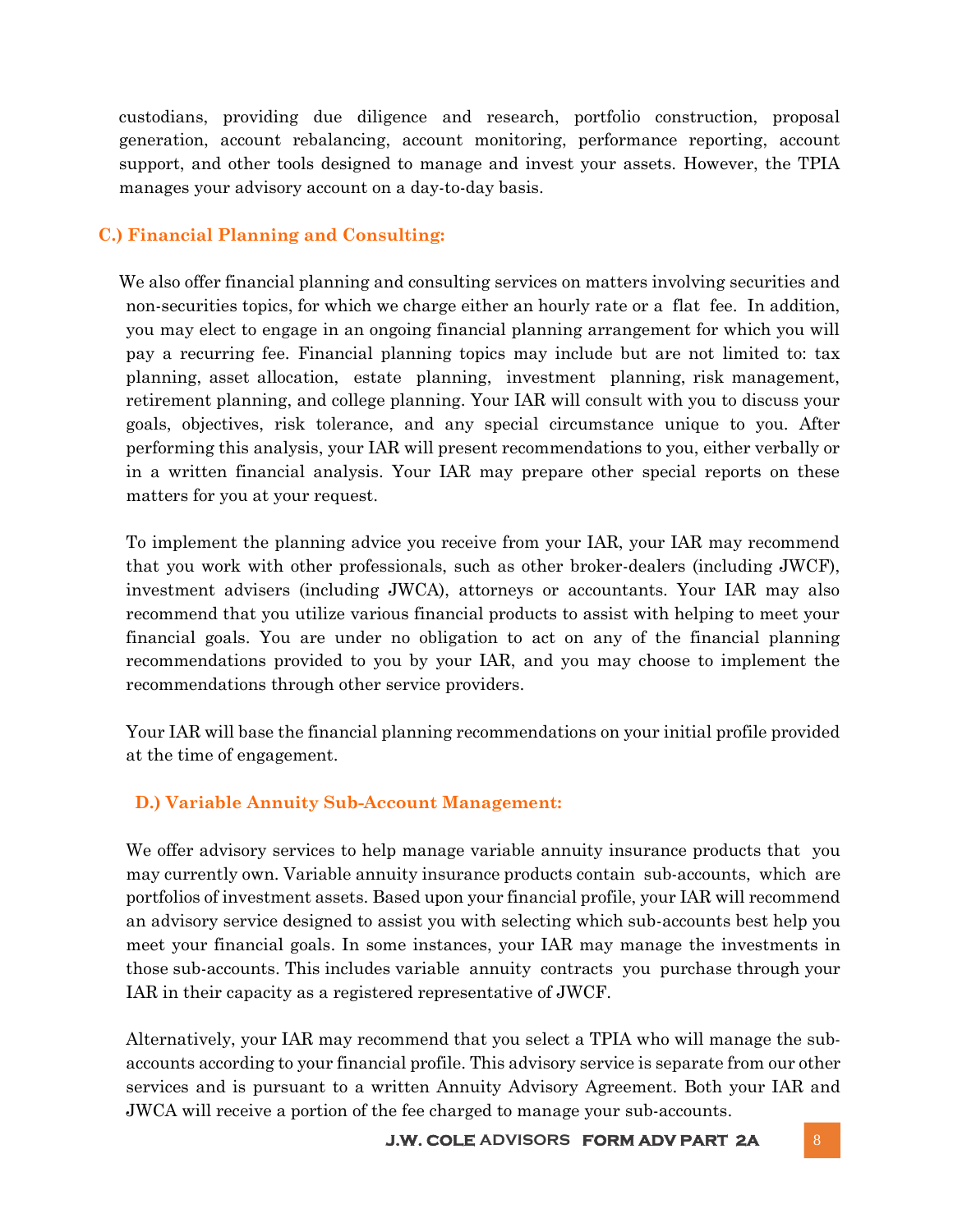custodians, providing due diligence and research, portfolio construction, proposal generation, account rebalancing, account monitoring, performance reporting, account support, and other tools designed to manage and invest your assets. However, the TPIA manages your advisory account on a day-to-day basis.

### C.) Financial Planning and Consulting:

We also offer financial planning and consulting services on matters involving securities and non-securities topics, for which we charge either an hourly rate or a flat fee. In addition, you may elect to engage in an ongoing financial planning arrangement for which you will pay a recurring fee. Financial planning topics may include but are not limited to: tax planning, asset allocation, estate planning, investment planning, risk management, retirement planning, and college planning. Your IAR will consult with you to discuss your goals, objectives, risk tolerance, and any special circumstance unique to you. After performing this analysis, your IAR will present recommendations to you, either verbally or in a written financial analysis. Your IAR may prepare other special reports on these matters for you at your request.

To implement the planning advice you receive from your IAR, your IAR may recommend that you work with other professionals, such as other broker-dealers (including JWCF), investment advisers (including JWCA), attorneys or accountants. Your IAR may also recommend that you utilize various financial products to assist with helping to meet your financial goals. You are under no obligation to act on any of the financial planning recommendations provided to you by your IAR, and you may choose to implement the recommendations through other service providers.

Your IAR will base the financial planning recommendations on your initial profile provided at the time of engagement.

### D.) Variable Annuity Sub-Account Management:

We offer advisory services to help manage variable annuity insurance products that you may currently own. Variable annuity insurance products contain sub-accounts, which are portfolios of investment assets. Based upon your financial profile, your IAR will recommend an advisory service designed to assist you with selecting which sub-accounts best help you meet your financial goals. In some instances, your IAR may manage the investments in those sub-accounts. This includes variable annuity contracts you purchase through your IAR in their capacity as a registered representative of JWCF.

Alternatively, your IAR may recommend that you select a TPIA who will manage the sub-accounts according to your financial profile. This advisory service is separate from our other services and is pursuant to a written Annuity Advisory Agreement. Both your IAR and JWCA will receive a portion of the fee charged to manage your sub-accounts.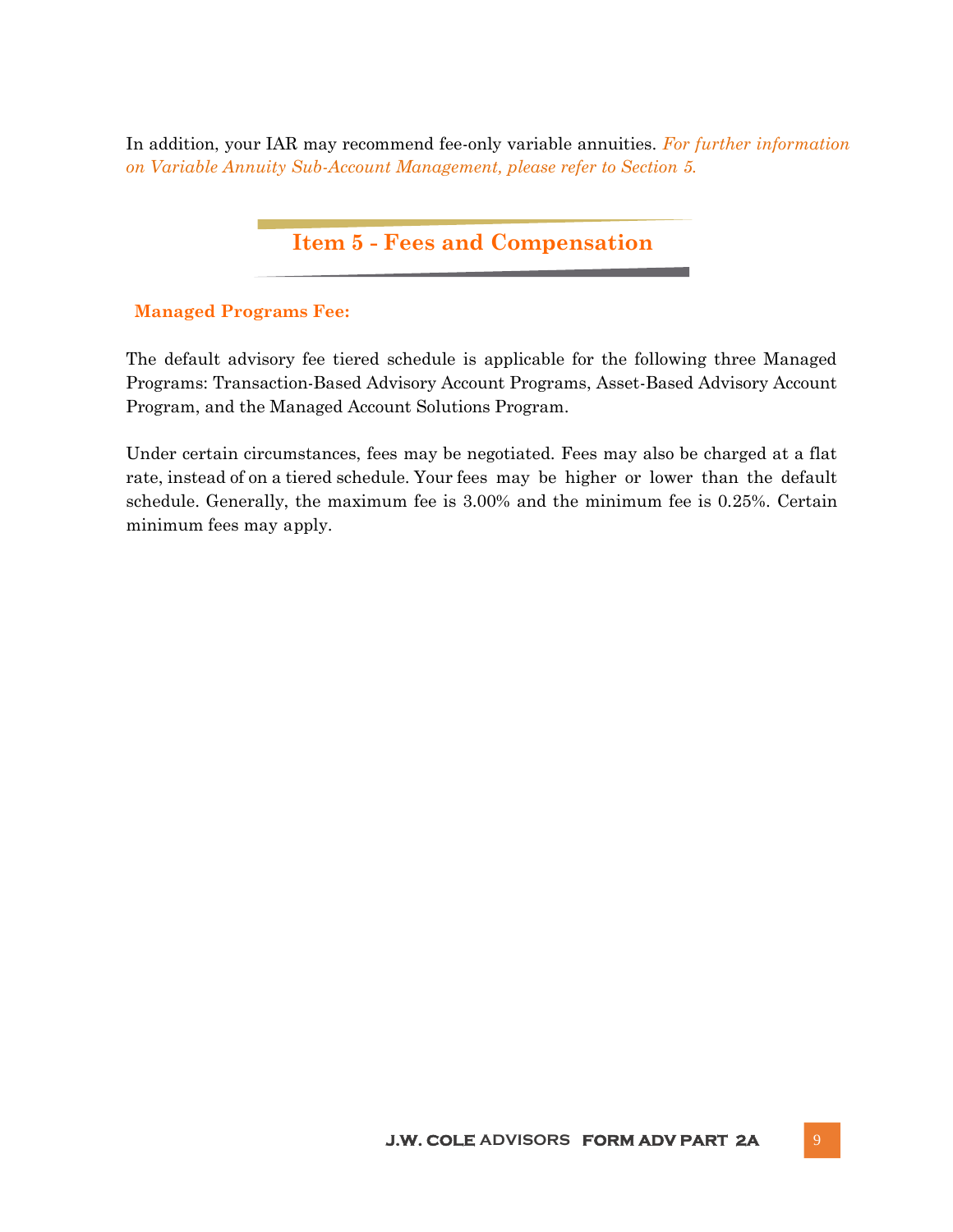In addition, your IAR may recommend fee-only variable annuities. *For further information on Variable Annuity Sub-Account Management, please refer to Section 5.*

## Item 5 - Fees and Compensation

### Managed Programs Fee:

The default advisory fee tiered schedule is applicable for the following three Managed Programs: Transaction-Based Advisory Account Programs, Asset-Based Advisory Account Program, and the Managed Account Solutions Program.

Under certain circumstances, fees may be negotiated. Fees may also be charged at a flat rate, instead of on a tiered schedule. Your fees may be higher or lower than the default schedule. Generally, the maximum fee is 3.00% and the minimum fee is 0.25%. Certain minimum fees may apply.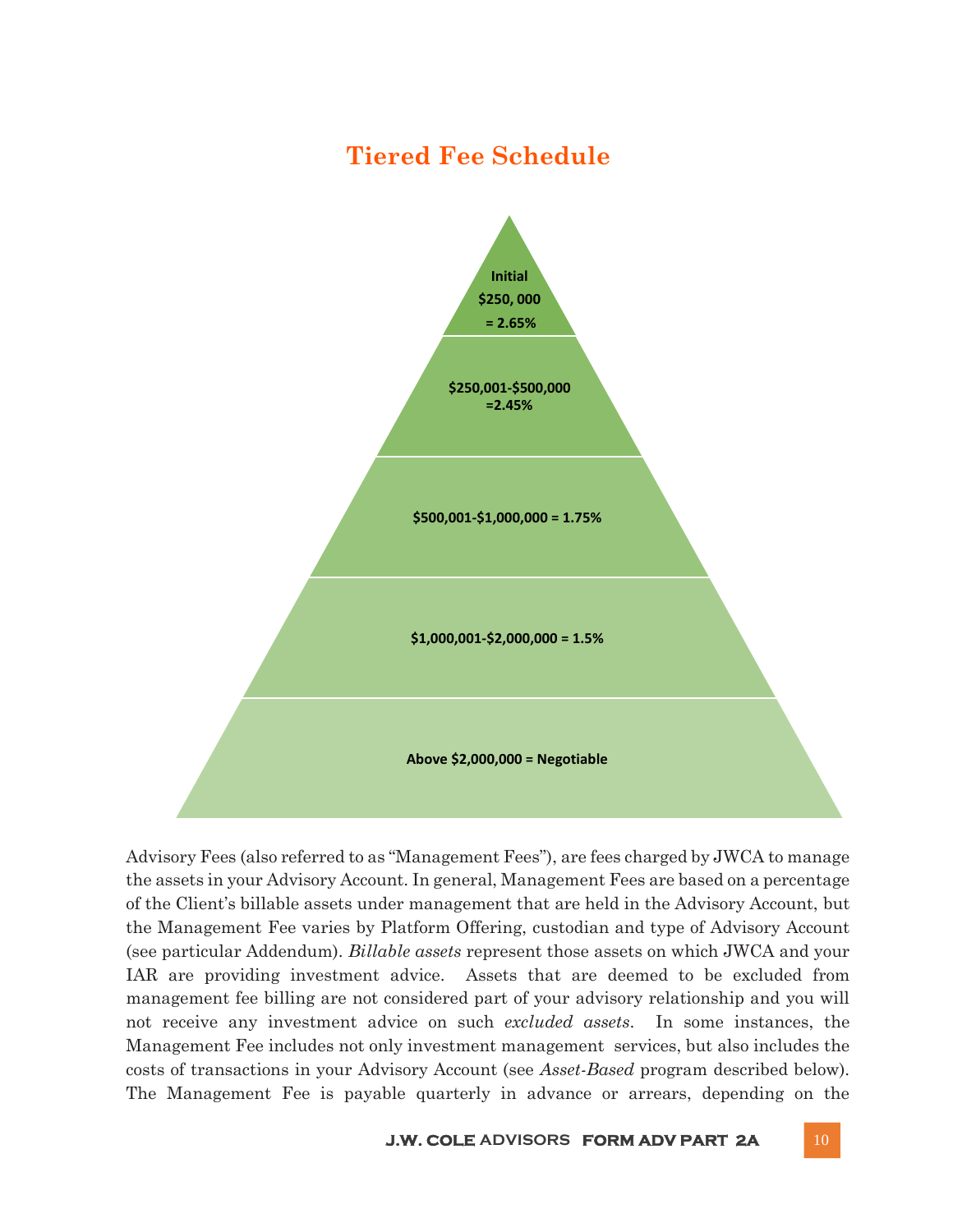## Tiered Fee Schedule

Initial $250, 000 = 2.65%

$250,001-$500,000 =2.45%

$500,001-$1,000,000 = 1.75%

$1,000,001-$2,000,000 = 1.5%

Above $2,000,000 = Negotiable

Advisory Fees (also referred to as "Management Fees"), are fees charged by JWCA to manage the assets in your Advisory Account. In general, Management Fees are based on a percentage of the Client's billable assets under management that are held in the Advisory Account, but the Management Fee varies by Platform Offering, custodian and type of Advisory Account (see particular Addendum). *Billable assets* represent those assets on which JWCA and your IAR are providing investment advice. Assets that are deemed to be excluded from management fee billing are not considered part of your advisory relationship and you will not receive any investment advice on such *excluded assets*. In some instances, the Management Fee includes not only investment management services, but also includes the costs of transactions in your Advisory Account (see *Asset-Based* program described below). The Management Fee is payable quarterly in advance or arrears, depending on the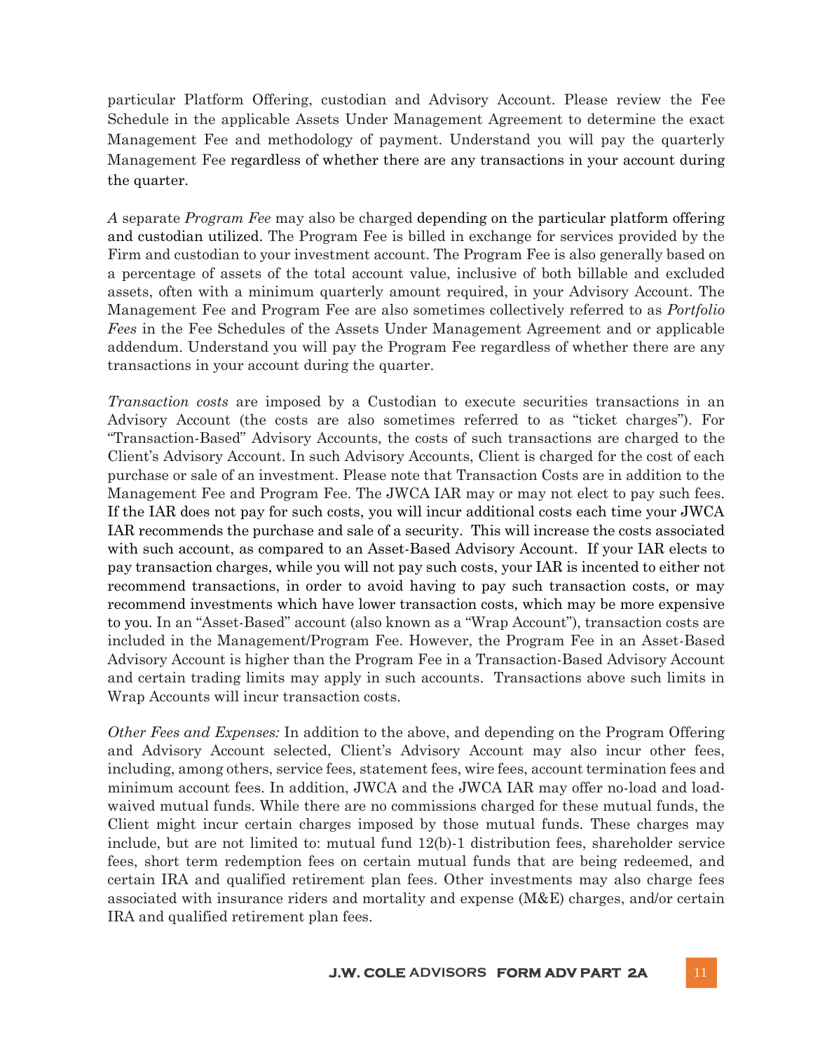particular Platform Offering, custodian and Advisory Account. Please review the Fee Schedule in the applicable Assets Under Management Agreement to determine the exact Management Fee and methodology of payment. Understand you will pay the quarterly Management Fee regardless of whether there are any transactions in your account during the quarter.

*A* separate *Program Fee* may also be charged depending on the particular platform offering and custodian utilized. The Program Fee is billed in exchange for services provided by the Firm and custodian to your investment account. The Program Fee is also generally based on a percentage of assets of the total account value, inclusive of both billable and excluded assets, often with a minimum quarterly amount required, in your Advisory Account. The Management Fee and Program Fee are also sometimes collectively referred to as *Portfolio Fees* in the Fee Schedules of the Assets Under Management Agreement and or applicable addendum. Understand you will pay the Program Fee regardless of whether there are any transactions in your account during the quarter.

*Transaction costs* are imposed by a Custodian to execute securities transactions in an Advisory Account (the costs are also sometimes referred to as "ticket charges"). For "Transaction-Based" Advisory Accounts, the costs of such transactions are charged to the Client's Advisory Account. In such Advisory Accounts, Client is charged for the cost of each purchase or sale of an investment. Please note that Transaction Costs are in addition to the Management Fee and Program Fee. The JWCA IAR may or may not elect to pay such fees. If the IAR does not pay for such costs, you will incur additional costs each time your JWCA IAR recommends the purchase and sale of a security. This will increase the costs associated with such account, as compared to an Asset-Based Advisory Account. If your IAR elects to pay transaction charges, while you will not pay such costs, your IAR is incented to either not recommend transactions, in order to avoid having to pay such transaction costs, or may recommend investments which have lower transaction costs, which may be more expensive to you. In an "Asset-Based" account (also known as a "Wrap Account"), transaction costs are included in the Management/Program Fee. However, the Program Fee in an Asset-Based Advisory Account is higher than the Program Fee in a Transaction-Based Advisory Account and certain trading limits may apply in such accounts. Transactions above such limits in Wrap Accounts will incur transaction costs.

*Other Fees and Expenses:* In addition to the above, and depending on the Program Offering and Advisory Account selected, Client's Advisory Account may also incur other fees, including, among others, service fees, statement fees, wire fees, account termination fees and minimum account fees. In addition, JWCA and the JWCA IAR may offer no-load and load-waived mutual funds. While there are no commissions charged for these mutual funds, the Client might incur certain charges imposed by those mutual funds. These charges may include, but are not limited to: mutual fund 12(b)-1 distribution fees, shareholder service fees, short term redemption fees on certain mutual funds that are being redeemed, and certain IRA and qualified retirement plan fees. Other investments may also charge fees associated with insurance riders and mortality and expense (M&E) charges, and/or certain IRA and qualified retirement plan fees.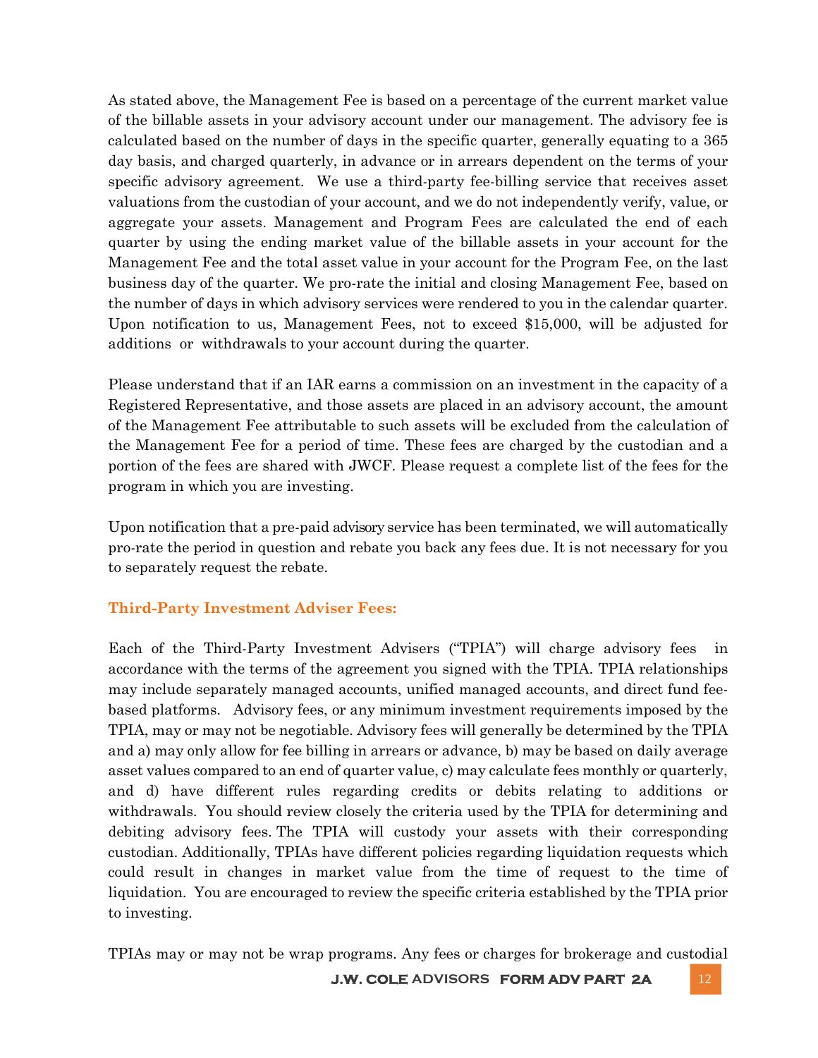As stated above, the Management Fee is based on a percentage of the current market value of the billable assets in your advisory account under our management. The advisory fee is calculated based on the number of days in the specific quarter, generally equating to a 365 day basis, and charged quarterly, in advance or in arrears dependent on the terms of your specific advisory agreement. We use a third-party fee-billing service that receives asset valuations from the custodian of your account, and we do not independently verify, value, or aggregate your assets. Management and Program Fees are calculated the end of each quarter by using the ending market value of the billable assets in your account for the Management Fee and the total asset value in your account for the Program Fee, on the last business day of the quarter. We pro-rate the initial and closing Management Fee, based on the number of days in which advisory services were rendered to you in the calendar quarter. Upon notification to us, Management Fees, not to exceed $15,000, will be adjusted for additions or withdrawals to your account during the quarter.

Please understand that if an IAR earns a commission on an investment in the capacity of a Registered Representative, and those assets are placed in an advisory account, the amount of the Management Fee attributable to such assets will be excluded from the calculation of the Management Fee for a period of time. These fees are charged by the custodian and a portion of the fees are shared with JWCF. Please request a complete list of the fees for the program in which you are investing.

Upon notification that a pre-paid advisory service has been terminated, we will automatically pro-rate the period in question and rebate you back any fees due. It is not necessary for you to separately request the rebate.

### Third-Party Investment Adviser Fees:

Each of the Third-Party Investment Advisers ("TPIA") will charge advisory fees in accordance with the terms of the agreement you signed with the TPIA. TPIA relationships may include separately managed accounts, unified managed accounts, and direct fund fee-based platforms. Advisory fees, or any minimum investment requirements imposed by the TPIA, may or may not be negotiable. Advisory fees will generally be determined by the TPIA and a) may only allow for fee billing in arrears or advance, b) may be based on daily average asset values compared to an end of quarter value, c) may calculate fees monthly or quarterly, and d) have different rules regarding credits or debits relating to additions or withdrawals. You should review closely the criteria used by the TPIA for determining and debiting advisory fees. The TPIA will custody your assets with their corresponding custodian. Additionally, TPIAs have different policies regarding liquidation requests which could result in changes in market value from the time of request to the time of liquidation. You are encouraged to review the specific criteria established by the TPIA prior to investing.

TPIAs may or may not be wrap programs. Any fees or charges for brokerage and custodial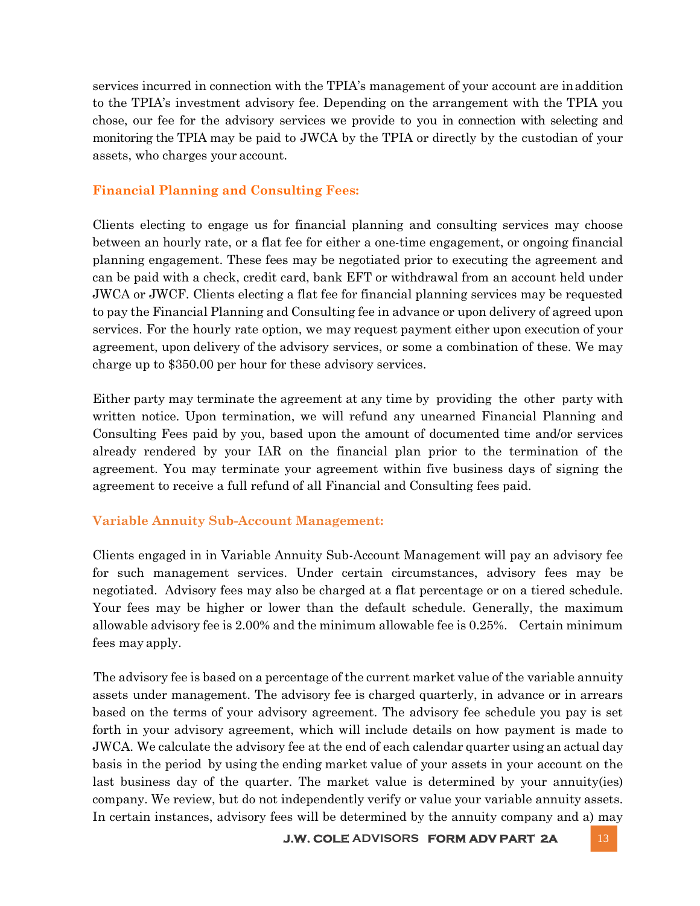services incurred in connection with the TPIA's management of your account are in addition to the TPIA's investment advisory fee. Depending on the arrangement with the TPIA you chose, our fee for the advisory services we provide to you in connection with selecting and monitoring the TPIA may be paid to JWCA by the TPIA or directly by the custodian of your assets, who charges your account.

### Financial Planning and Consulting Fees:

Clients electing to engage us for financial planning and consulting services may choose between an hourly rate, or a flat fee for either a one-time engagement, or ongoing financial planning engagement. These fees may be negotiated prior to executing the agreement and can be paid with a check, credit card, bank EFT or withdrawal from an account held under JWCA or JWCF. Clients electing a flat fee for financial planning services may be requested to pay the Financial Planning and Consulting fee in advance or upon delivery of agreed upon services. For the hourly rate option, we may request payment either upon execution of your agreement, upon delivery of the advisory services, or some a combination of these. We may charge up to $350.00 per hour for these advisory services.

Either party may terminate the agreement at any time by providing the other party with written notice. Upon termination, we will refund any unearned Financial Planning and Consulting Fees paid by you, based upon the amount of documented time and/or services already rendered by your IAR on the financial plan prior to the termination of the agreement. You may terminate your agreement within five business days of signing the agreement to receive a full refund of all Financial and Consulting fees paid.

### Variable Annuity Sub-Account Management:

Clients engaged in in Variable Annuity Sub-Account Management will pay an advisory fee for such management services. Under certain circumstances, advisory fees may be negotiated. Advisory fees may also be charged at a flat percentage or on a tiered schedule. Your fees may be higher or lower than the default schedule. Generally, the maximum allowable advisory fee is 2.00% and the minimum allowable fee is 0.25%. Certain minimum fees may apply.

The advisory fee is based on a percentage of the current market value of the variable annuity assets under management. The advisory fee is charged quarterly, in advance or in arrears based on the terms of your advisory agreement. The advisory fee schedule you pay is set forth in your advisory agreement, which will include details on how payment is made to JWCA. We calculate the advisory fee at the end of each calendar quarter using an actual day basis in the period by using the ending market value of your assets in your account on the last business day of the quarter. The market value is determined by your annuity(ies) company. We review, but do not independently verify or value your variable annuity assets. In certain instances, advisory fees will be determined by the annuity company and a) may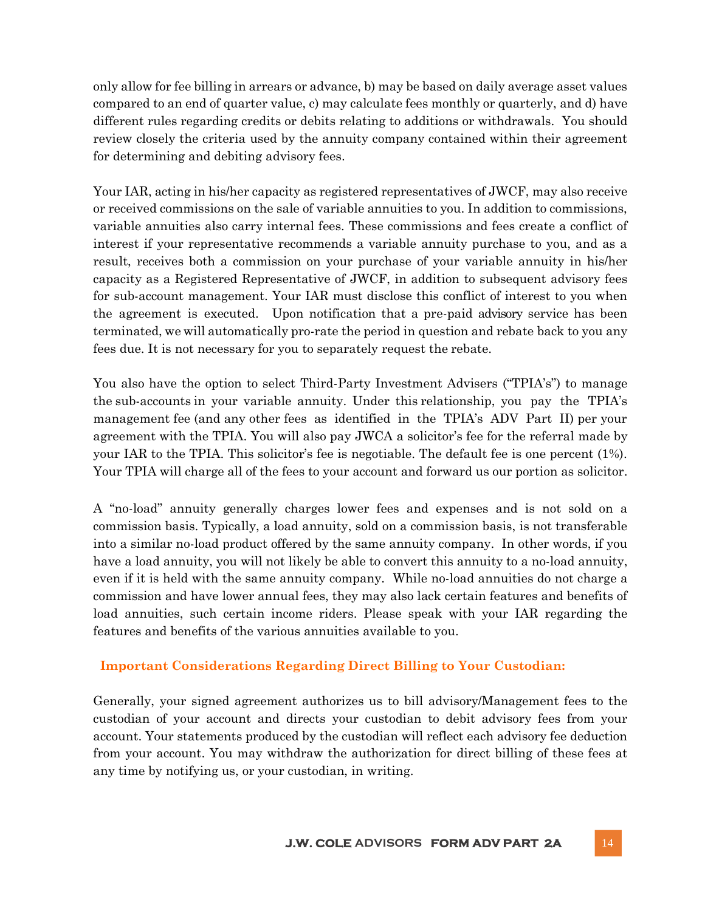only allow for fee billing in arrears or advance, b) may be based on daily average asset values compared to an end of quarter value, c) may calculate fees monthly or quarterly, and d) have different rules regarding credits or debits relating to additions or withdrawals. You should review closely the criteria used by the annuity company contained within their agreement for determining and debiting advisory fees.

Your IAR, acting in his/her capacity as registered representatives of JWCF, may also receive or received commissions on the sale of variable annuities to you. In addition to commissions, variable annuities also carry internal fees. These commissions and fees create a conflict of interest if your representative recommends a variable annuity purchase to you, and as a result, receives both a commission on your purchase of your variable annuity in his/her capacity as a Registered Representative of JWCF, in addition to subsequent advisory fees for sub-account management. Your IAR must disclose this conflict of interest to you when the agreement is executed. Upon notification that a pre-paid advisory service has been terminated, we will automatically pro-rate the period in question and rebate back to you any fees due. It is not necessary for you to separately request the rebate.

You also have the option to select Third-Party Investment Advisers ("TPIA's") to manage the sub-accounts in your variable annuity. Under this relationship, you pay the TPIA's management fee (and any other fees as identified in the TPIA's ADV Part II) per your agreement with the TPIA. You will also pay JWCA a solicitor's fee for the referral made by your IAR to the TPIA. This solicitor's fee is negotiable. The default fee is one percent (1%). Your TPIA will charge all of the fees to your account and forward us our portion as solicitor.

A "no-load" annuity generally charges lower fees and expenses and is not sold on a commission basis. Typically, a load annuity, sold on a commission basis, is not transferable into a similar no-load product offered by the same annuity company. In other words, if you have a load annuity, you will not likely be able to convert this annuity to a no-load annuity, even if it is held with the same annuity company. While no-load annuities do not charge a commission and have lower annual fees, they may also lack certain features and benefits of load annuities, such certain income riders. Please speak with your IAR regarding the features and benefits of the various annuities available to you.

### Important Considerations Regarding Direct Billing to Your Custodian:

Generally, your signed agreement authorizes us to bill advisory/Management fees to the custodian of your account and directs your custodian to debit advisory fees from your account. Your statements produced by the custodian will reflect each advisory fee deduction from your account. You may withdraw the authorization for direct billing of these fees at any time by notifying us, or your custodian, in writing.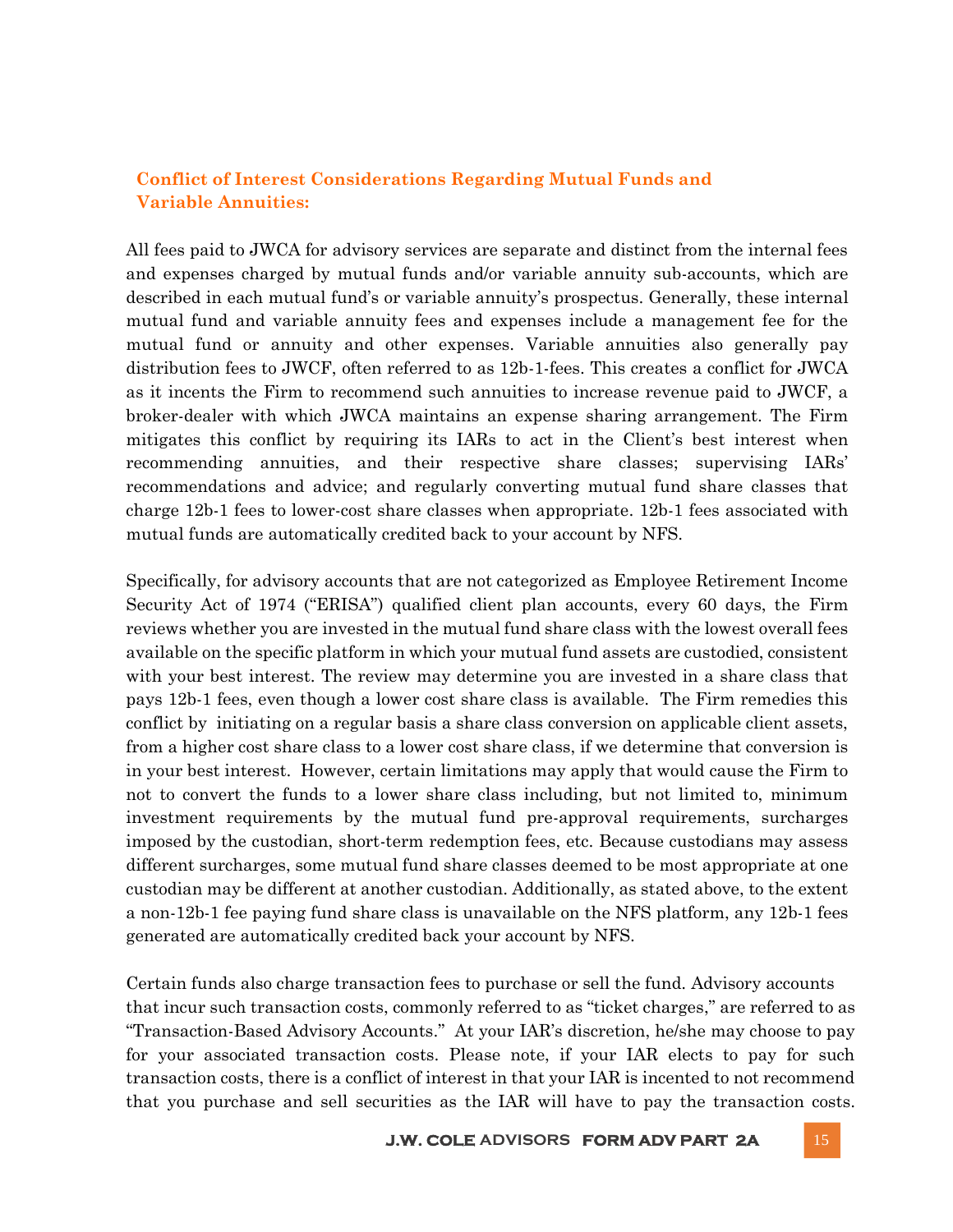### Conflict of Interest Considerations Regarding Mutual Funds and Variable Annuities:

All fees paid to JWCA for advisory services are separate and distinct from the internal fees and expenses charged by mutual funds and/or variable annuity sub-accounts, which are described in each mutual fund's or variable annuity's prospectus. Generally, these internal mutual fund and variable annuity fees and expenses include a management fee for the mutual fund or annuity and other expenses. Variable annuities also generally pay distribution fees to JWCF, often referred to as 12b-1-fees. This creates a conflict for JWCA as it incents the Firm to recommend such annuities to increase revenue paid to JWCF, a broker-dealer with which JWCA maintains an expense sharing arrangement. The Firm mitigates this conflict by requiring its IARs to act in the Client's best interest when recommending annuities, and their respective share classes; supervising IARs' recommendations and advice; and regularly converting mutual fund share classes that charge 12b-1 fees to lower-cost share classes when appropriate. 12b-1 fees associated with mutual funds are automatically credited back to your account by NFS.

Specifically, for advisory accounts that are not categorized as Employee Retirement Income Security Act of 1974 ("ERISA") qualified client plan accounts, every 60 days, the Firm reviews whether you are invested in the mutual fund share class with the lowest overall fees available on the specific platform in which your mutual fund assets are custodied, consistent with your best interest. The review may determine you are invested in a share class that pays 12b-1 fees, even though a lower cost share class is available. The Firm remedies this conflict by initiating on a regular basis a share class conversion on applicable client assets, from a higher cost share class to a lower cost share class, if we determine that conversion is in your best interest. However, certain limitations may apply that would cause the Firm to not to convert the funds to a lower share class including, but not limited to, minimum investment requirements by the mutual fund pre-approval requirements, surcharges imposed by the custodian, short-term redemption fees, etc. Because custodians may assess different surcharges, some mutual fund share classes deemed to be most appropriate at one custodian may be different at another custodian. Additionally, as stated above, to the extent a non-12b-1 fee paying fund share class is unavailable on the NFS platform, any 12b-1 fees generated are automatically credited back your account by NFS.

Certain funds also charge transaction fees to purchase or sell the fund. Advisory accounts that incur such transaction costs, commonly referred to as "ticket charges," are referred to as "Transaction-Based Advisory Accounts." At your IAR's discretion, he/she may choose to pay for your associated transaction costs. Please note, if your IAR elects to pay for such transaction costs, there is a conflict of interest in that your IAR is incented to not recommend that you purchase and sell securities as the IAR will have to pay the transaction costs.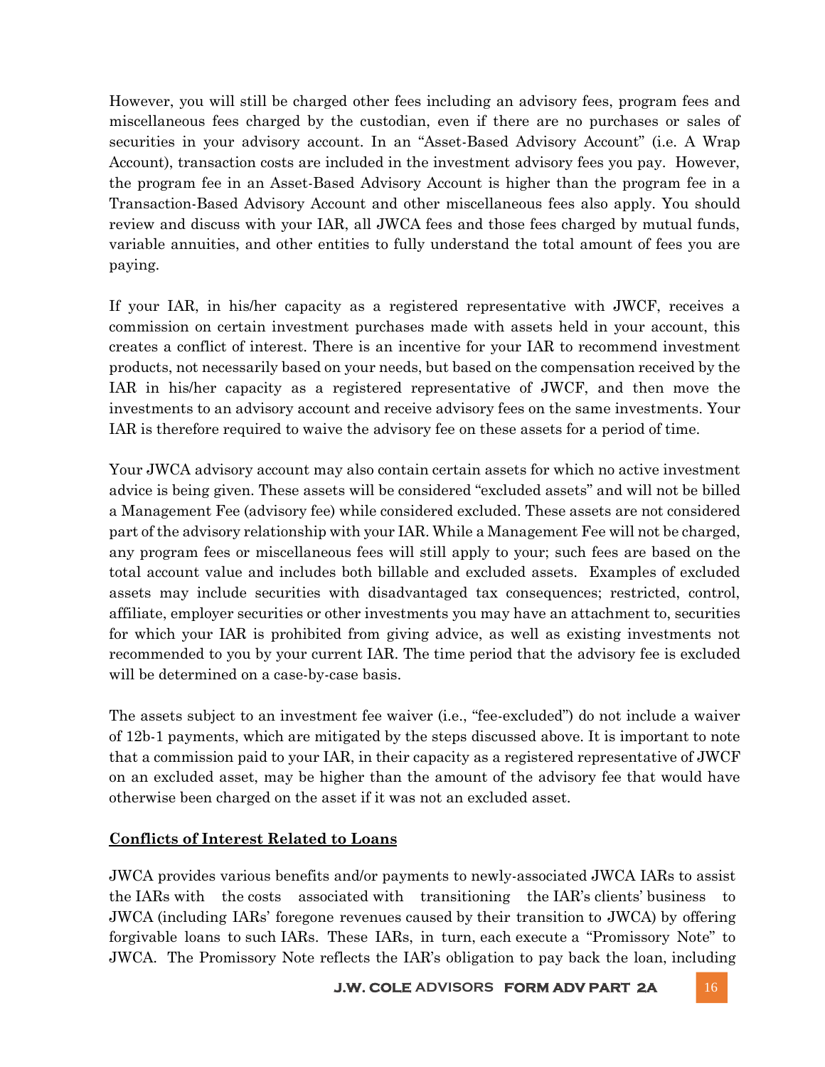However, you will still be charged other fees including an advisory fees, program fees and miscellaneous fees charged by the custodian, even if there are no purchases or sales of securities in your advisory account. In an "Asset-Based Advisory Account" (i.e. A Wrap Account), transaction costs are included in the investment advisory fees you pay. However, the program fee in an Asset-Based Advisory Account is higher than the program fee in a Transaction-Based Advisory Account and other miscellaneous fees also apply. You should review and discuss with your IAR, all JWCA fees and those fees charged by mutual funds, variable annuities, and other entities to fully understand the total amount of fees you are paying.

If your IAR, in his/her capacity as a registered representative with JWCF, receives a commission on certain investment purchases made with assets held in your account, this creates a conflict of interest. There is an incentive for your IAR to recommend investment products, not necessarily based on your needs, but based on the compensation received by the IAR in his/her capacity as a registered representative of JWCF, and then move the investments to an advisory account and receive advisory fees on the same investments. Your IAR is therefore required to waive the advisory fee on these assets for a period of time.

Your JWCA advisory account may also contain certain assets for which no active investment advice is being given. These assets will be considered "excluded assets" and will not be billed a Management Fee (advisory fee) while considered excluded. These assets are not considered part of the advisory relationship with your IAR. While a Management Fee will not be charged, any program fees or miscellaneous fees will still apply to your; such fees are based on the total account value and includes both billable and excluded assets. Examples of excluded assets may include securities with disadvantaged tax consequences; restricted, control, affiliate, employer securities or other investments you may have an attachment to, securities for which your IAR is prohibited from giving advice, as well as existing investments not recommended to you by your current IAR. The time period that the advisory fee is excluded will be determined on a case-by-case basis.

The assets subject to an investment fee waiver (i.e., "fee-excluded") do not include a waiver of 12b-1 payments, which are mitigated by the steps discussed above. It is important to note that a commission paid to your IAR, in their capacity as a registered representative of JWCF on an excluded asset, may be higher than the amount of the advisory fee that would have otherwise been charged on the asset if it was not an excluded asset.

**Conflicts of Interest Related to Loans**

JWCA provides various benefits and/or payments to newly-associated JWCA IARs to assist the IARs with the costs associated with transitioning the IAR's clients' business to JWCA (including IARs' foregone revenues caused by their transition to JWCA) by offering forgivable loans to such IARs. These IARs, in turn, each execute a "Promissory Note" to JWCA. The Promissory Note reflects the IAR's obligation to pay back the loan, including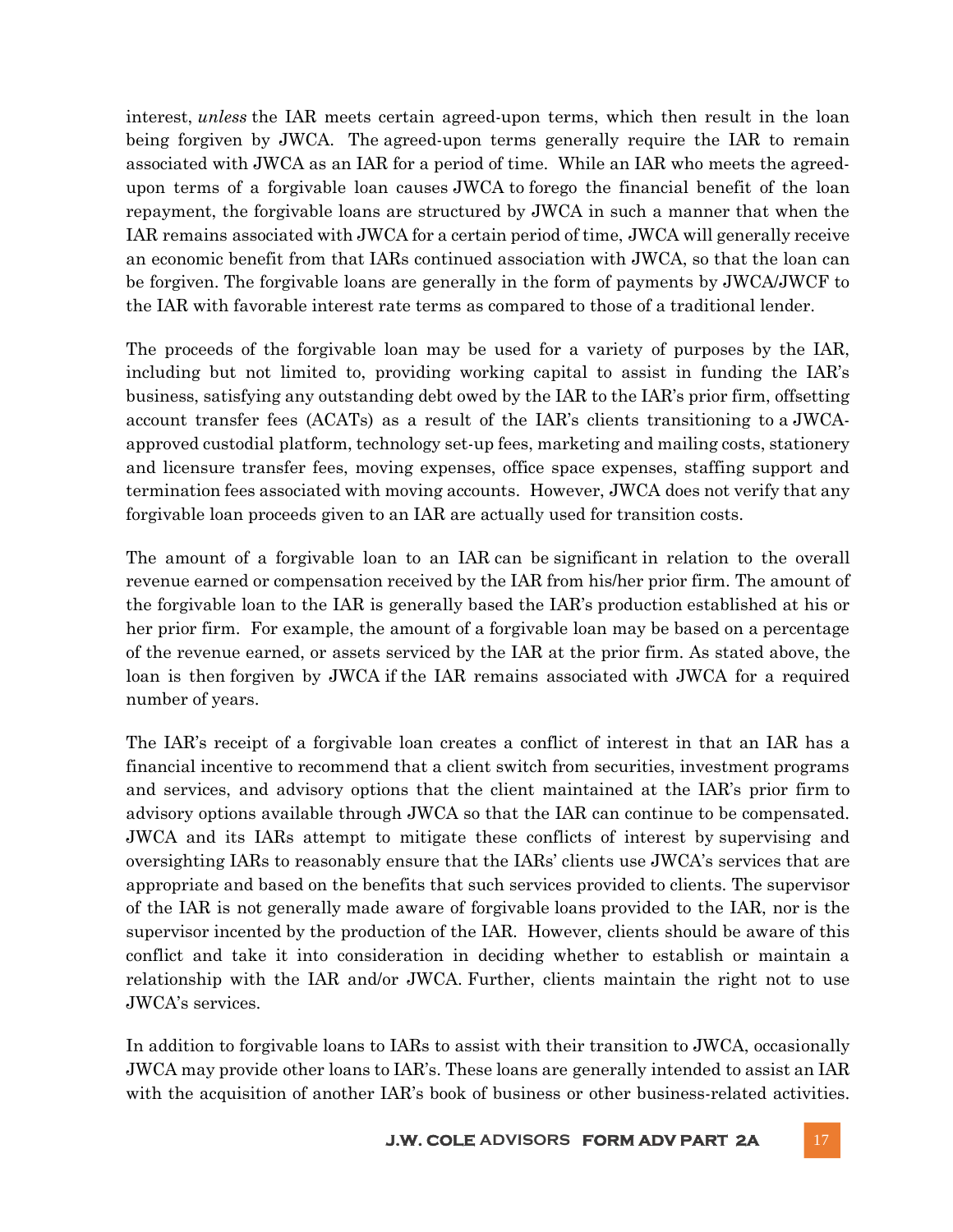interest, *unless* the IAR meets certain agreed-upon terms, which then result in the loan being forgiven by JWCA. The agreed-upon terms generally require the IAR to remain associated with JWCA as an IAR for a period of time. While an IAR who meets the agreed-upon terms of a forgivable loan causes JWCA to forego the financial benefit of the loan repayment, the forgivable loans are structured by JWCA in such a manner that when the IAR remains associated with JWCA for a certain period of time, JWCA will generally receive an economic benefit from that IARs continued association with JWCA, so that the loan can be forgiven. The forgivable loans are generally in the form of payments by JWCA/JWCF to the IAR with favorable interest rate terms as compared to those of a traditional lender.

The proceeds of the forgivable loan may be used for a variety of purposes by the IAR, including but not limited to, providing working capital to assist in funding the IAR's business, satisfying any outstanding debt owed by the IAR to the IAR's prior firm, offsetting account transfer fees (ACATs) as a result of the IAR's clients transitioning to a JWCA-approved custodial platform, technology set-up fees, marketing and mailing costs, stationery and licensure transfer fees, moving expenses, office space expenses, staffing support and termination fees associated with moving accounts. However, JWCA does not verify that any forgivable loan proceeds given to an IAR are actually used for transition costs.

The amount of a forgivable loan to an IAR can be significant in relation to the overall revenue earned or compensation received by the IAR from his/her prior firm. The amount of the forgivable loan to the IAR is generally based the IAR's production established at his or her prior firm. For example, the amount of a forgivable loan may be based on a percentage of the revenue earned, or assets serviced by the IAR at the prior firm. As stated above, the loan is then forgiven by JWCA if the IAR remains associated with JWCA for a required number of years.

The IAR's receipt of a forgivable loan creates a conflict of interest in that an IAR has a financial incentive to recommend that a client switch from securities, investment programs and services, and advisory options that the client maintained at the IAR's prior firm to advisory options available through JWCA so that the IAR can continue to be compensated. JWCA and its IARs attempt to mitigate these conflicts of interest by supervising and oversighting IARs to reasonably ensure that the IARs' clients use JWCA's services that are appropriate and based on the benefits that such services provided to clients. The supervisor of the IAR is not generally made aware of forgivable loans provided to the IAR, nor is the supervisor incented by the production of the IAR. However, clients should be aware of this conflict and take it into consideration in deciding whether to establish or maintain a relationship with the IAR and/or JWCA. Further, clients maintain the right not to use JWCA's services.

In addition to forgivable loans to IARs to assist with their transition to JWCA, occasionally JWCA may provide other loans to IAR's. These loans are generally intended to assist an IAR with the acquisition of another IAR's book of business or other business-related activities.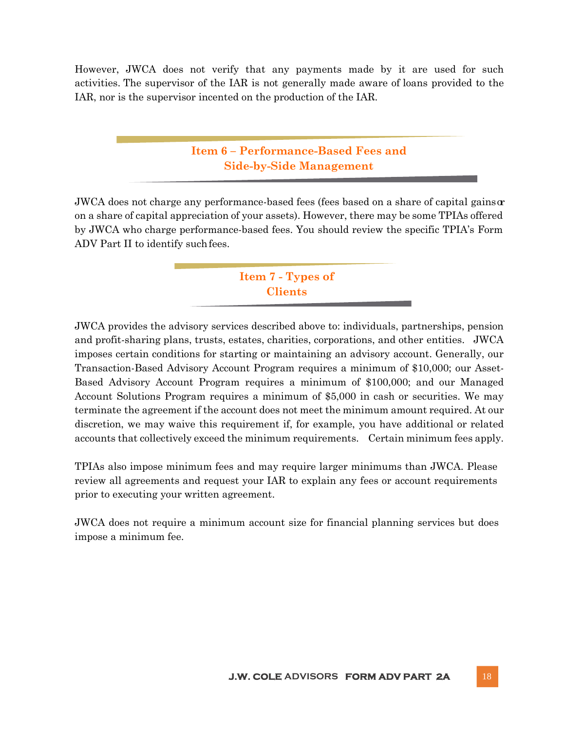However, JWCA does not verify that any payments made by it are used for such activities. The supervisor of the IAR is not generally made aware of loans provided to the IAR, nor is the supervisor incented on the production of the IAR.

## Item 6 – Performance-Based Fees and Side-by-Side Management

JWCA does not charge any performance-based fees (fees based on a share of capital gains or on a share of capital appreciation of your assets). However, there may be some TPIAs offered by JWCA who charge performance-based fees. You should review the specific TPIA's Form ADV Part II to identify such fees.

## Item 7 - Types of Clients

JWCA provides the advisory services described above to: individuals, partnerships, pension and profit-sharing plans, trusts, estates, charities, corporations, and other entities. JWCA imposes certain conditions for starting or maintaining an advisory account. Generally, our Transaction-Based Advisory Account Program requires a minimum of $10,000; our Asset-Based Advisory Account Program requires a minimum of $100,000; and our Managed Account Solutions Program requires a minimum of $5,000 in cash or securities. We may terminate the agreement if the account does not meet the minimum amount required. At our discretion, we may waive this requirement if, for example, you have additional or related accounts that collectively exceed the minimum requirements. Certain minimum fees apply.

TPIAs also impose minimum fees and may require larger minimums than JWCA. Please review all agreements and request your IAR to explain any fees or account requirements prior to executing your written agreement.

JWCA does not require a minimum account size for financial planning services but does impose a minimum fee.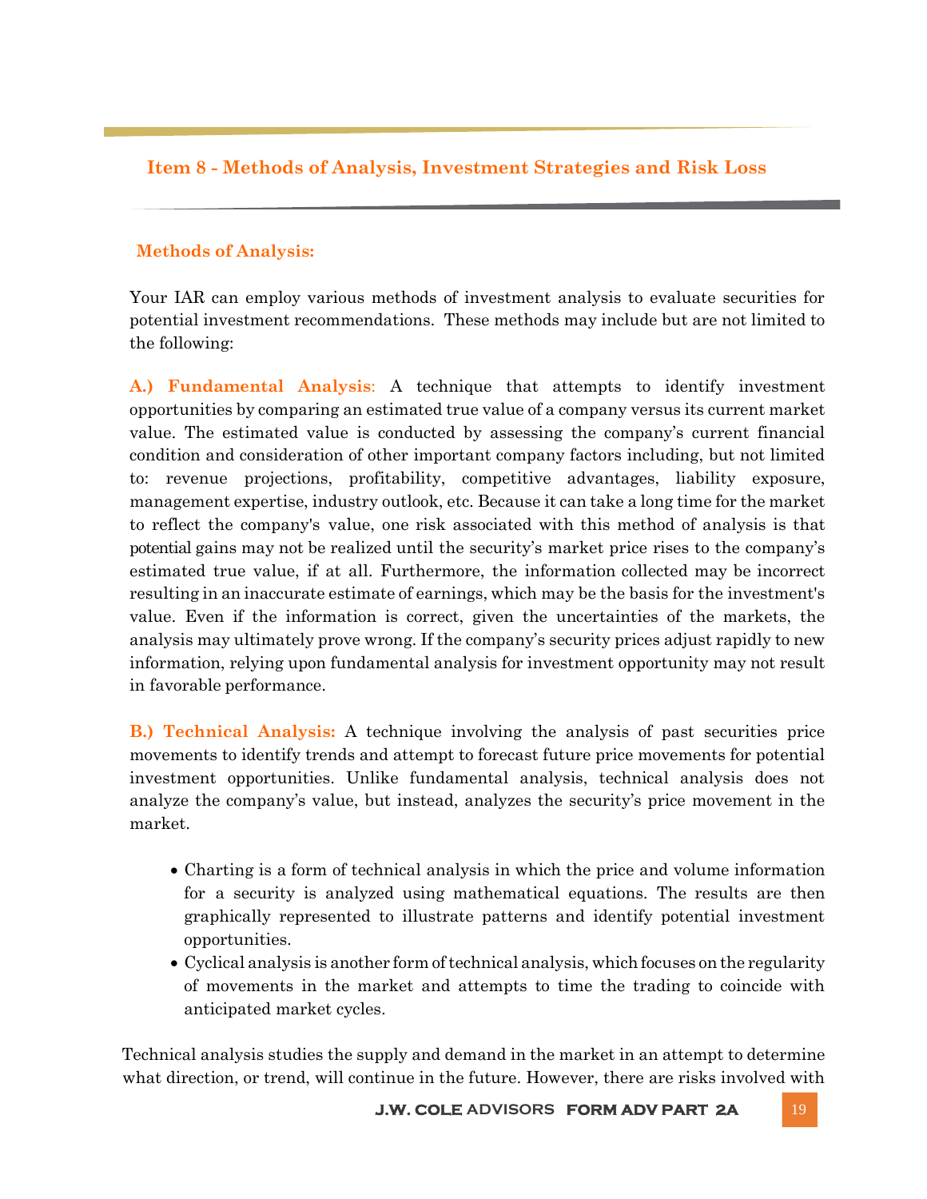## Item 8 - Methods of Analysis, Investment Strategies and Risk Loss

### Methods of Analysis:

Your IAR can employ various methods of investment analysis to evaluate securities for potential investment recommendations. These methods may include but are not limited to the following:

**A.) Fundamental Analysis**: A technique that attempts to identify investment opportunities by comparing an estimated true value of a company versus its current market value. The estimated value is conducted by assessing the company's current financial condition and consideration of other important company factors including, but not limited to: revenue projections, profitability, competitive advantages, liability exposure, management expertise, industry outlook, etc. Because it can take a long time for the market to reflect the company's value, one risk associated with this method of analysis is that potential gains may not be realized until the security's market price rises to the company's estimated true value, if at all. Furthermore, the information collected may be incorrect resulting in an inaccurate estimate of earnings, which may be the basis for the investment's value. Even if the information is correct, given the uncertainties of the markets, the analysis may ultimately prove wrong. If the company's security prices adjust rapidly to new information, relying upon fundamental analysis for investment opportunity may not result in favorable performance.

**B.) Technical Analysis:** A technique involving the analysis of past securities price movements to identify trends and attempt to forecast future price movements for potential investment opportunities. Unlike fundamental analysis, technical analysis does not analyze the company's value, but instead, analyzes the security's price movement in the market.

- Charting is a form of technical analysis in which the price and volume information for a security is analyzed using mathematical equations. The results are then graphically represented to illustrate patterns and identify potential investment opportunities.
- Cyclical analysis is another form of technical analysis, which focuses on the regularity of movements in the market and attempts to time the trading to coincide with anticipated market cycles.

Technical analysis studies the supply and demand in the market in an attempt to determine what direction, or trend, will continue in the future. However, there are risks involved with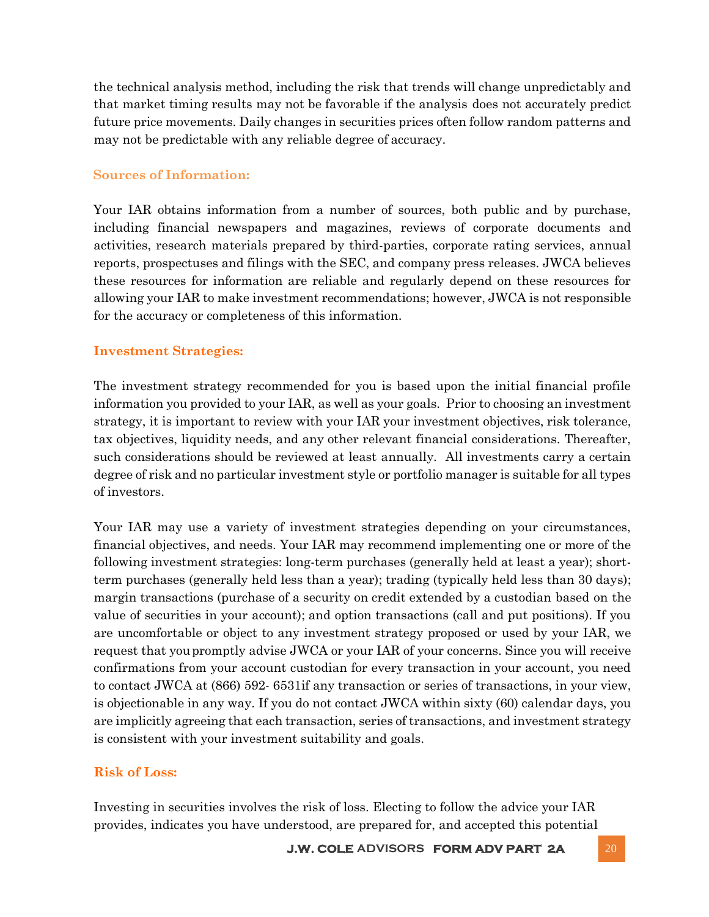the technical analysis method, including the risk that trends will change unpredictably and that market timing results may not be favorable if the analysis does not accurately predict future price movements. Daily changes in securities prices often follow random patterns and may not be predictable with any reliable degree of accuracy.

### Sources of Information:

Your IAR obtains information from a number of sources, both public and by purchase, including financial newspapers and magazines, reviews of corporate documents and activities, research materials prepared by third-parties, corporate rating services, annual reports, prospectuses and filings with the SEC, and company press releases. JWCA believes these resources for information are reliable and regularly depend on these resources for allowing your IAR to make investment recommendations; however, JWCA is not responsible for the accuracy or completeness of this information.

### Investment Strategies:

The investment strategy recommended for you is based upon the initial financial profile information you provided to your IAR, as well as your goals. Prior to choosing an investment strategy, it is important to review with your IAR your investment objectives, risk tolerance, tax objectives, liquidity needs, and any other relevant financial considerations. Thereafter, such considerations should be reviewed at least annually. All investments carry a certain degree of risk and no particular investment style or portfolio manager is suitable for all types of investors.

Your IAR may use a variety of investment strategies depending on your circumstances, financial objectives, and needs. Your IAR may recommend implementing one or more of the following investment strategies: long-term purchases (generally held at least a year); short-term purchases (generally held less than a year); trading (typically held less than 30 days); margin transactions (purchase of a security on credit extended by a custodian based on the value of securities in your account); and option transactions (call and put positions). If you are uncomfortable or object to any investment strategy proposed or used by your IAR, we request that you promptly advise JWCA or your IAR of your concerns. Since you will receive confirmations from your account custodian for every transaction in your account, you need to contact JWCA at (866) 592- 6531if any transaction or series of transactions, in your view, is objectionable in any way. If you do not contact JWCA within sixty (60) calendar days, you are implicitly agreeing that each transaction, series of transactions, and investment strategy is consistent with your investment suitability and goals.

### Risk of Loss:

Investing in securities involves the risk of loss. Electing to follow the advice your IAR provides, indicates you have understood, are prepared for, and accepted this potential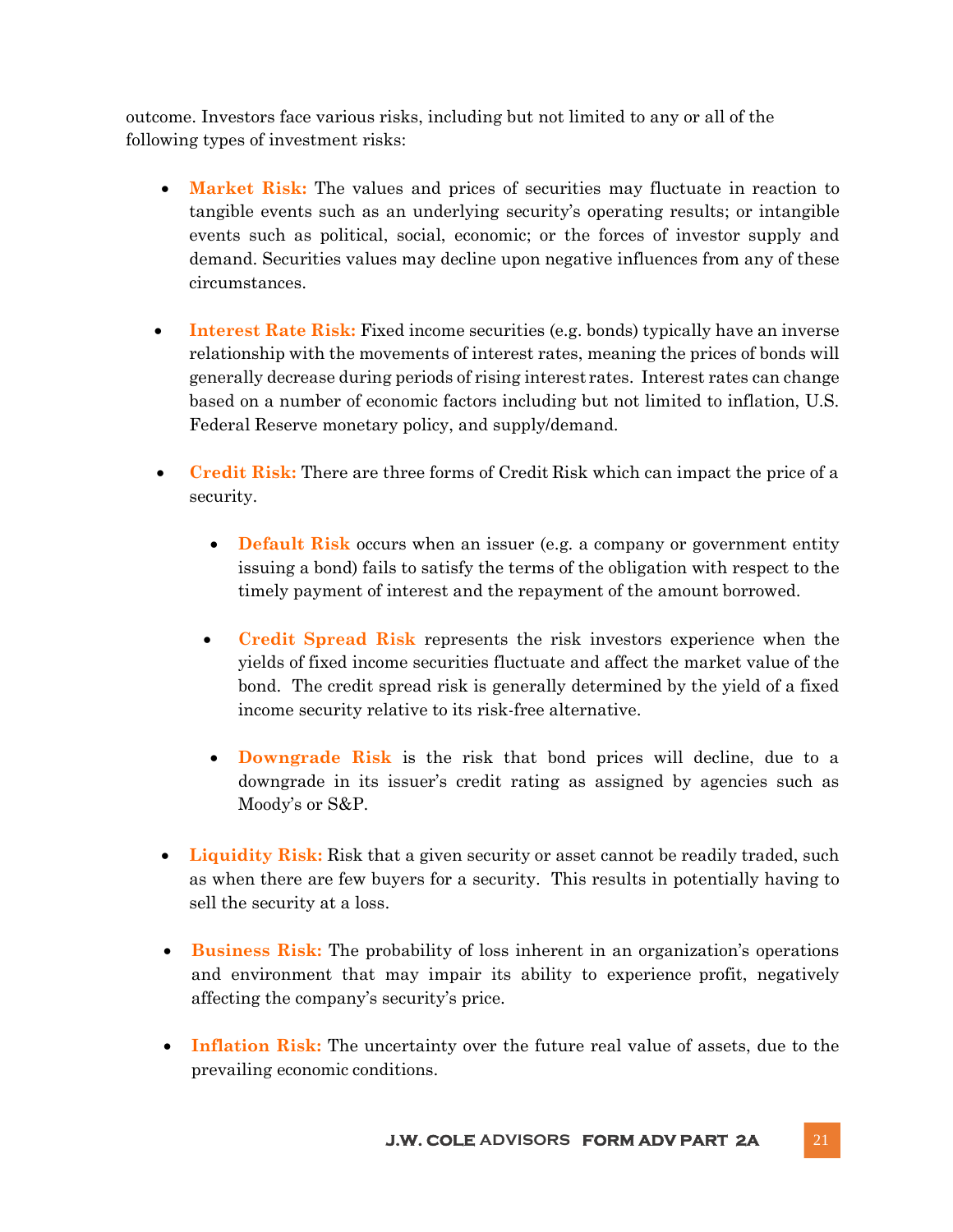outcome. Investors face various risks, including but not limited to any or all of the following types of investment risks:

- **Market Risk:** The values and prices of securities may fluctuate in reaction to tangible events such as an underlying security's operating results; or intangible events such as political, social, economic; or the forces of investor supply and demand. Securities values may decline upon negative influences from any of these circumstances.

- **Interest Rate Risk:** Fixed income securities (e.g. bonds) typically have an inverse relationship with the movements of interest rates, meaning the prices of bonds will generally decrease during periods of rising interest rates. Interest rates can change based on a number of economic factors including but not limited to inflation, U.S. Federal Reserve monetary policy, and supply/demand.

- **Credit Risk:** There are three forms of Credit Risk which can impact the price of a security.

  - **Default Risk** occurs when an issuer (e.g. a company or government entity issuing a bond) fails to satisfy the terms of the obligation with respect to the timely payment of interest and the repayment of the amount borrowed.

  - **Credit Spread Risk** represents the risk investors experience when the yields of fixed income securities fluctuate and affect the market value of the bond. The credit spread risk is generally determined by the yield of a fixed income security relative to its risk-free alternative.

  - **Downgrade Risk** is the risk that bond prices will decline, due to a downgrade in its issuer's credit rating as assigned by agencies such as Moody's or S&P.

- **Liquidity Risk:** Risk that a given security or asset cannot be readily traded, such as when there are few buyers for a security. This results in potentially having to sell the security at a loss.

- **Business Risk:** The probability of loss inherent in an organization's operations and environment that may impair its ability to experience profit, negatively affecting the company's security's price.

- **Inflation Risk:** The uncertainty over the future real value of assets, due to the prevailing economic conditions.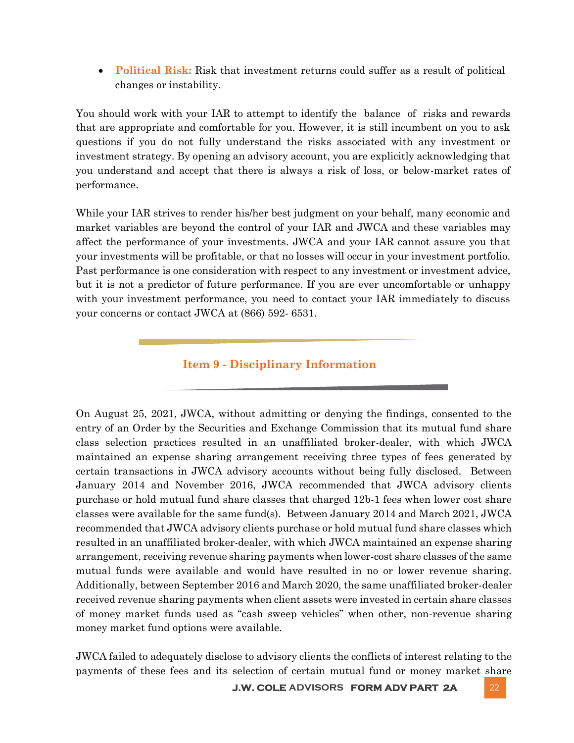- **Political Risk:** Risk that investment returns could suffer as a result of political changes or instability.

You should work with your IAR to attempt to identify the balance of risks and rewards that are appropriate and comfortable for you. However, it is still incumbent on you to ask questions if you do not fully understand the risks associated with any investment or investment strategy. By opening an advisory account, you are explicitly acknowledging that you understand and accept that there is always a risk of loss, or below-market rates of performance.

While your IAR strives to render his/her best judgment on your behalf, many economic and market variables are beyond the control of your IAR and JWCA and these variables may affect the performance of your investments. JWCA and your IAR cannot assure you that your investments will be profitable, or that no losses will occur in your investment portfolio. Past performance is one consideration with respect to any investment or investment advice, but it is not a predictor of future performance. If you are ever uncomfortable or unhappy with your investment performance, you need to contact your IAR immediately to discuss your concerns or contact JWCA at (866) 592- 6531.

## Item 9 - Disciplinary Information

On August 25, 2021, JWCA, without admitting or denying the findings, consented to the entry of an Order by the Securities and Exchange Commission that its mutual fund share class selection practices resulted in an unaffiliated broker-dealer, with which JWCA maintained an expense sharing arrangement receiving three types of fees generated by certain transactions in JWCA advisory accounts without being fully disclosed. Between January 2014 and November 2016, JWCA recommended that JWCA advisory clients purchase or hold mutual fund share classes that charged 12b-1 fees when lower cost share classes were available for the same fund(s). Between January 2014 and March 2021, JWCA recommended that JWCA advisory clients purchase or hold mutual fund share classes which resulted in an unaffiliated broker-dealer, with which JWCA maintained an expense sharing arrangement, receiving revenue sharing payments when lower-cost share classes of the same mutual funds were available and would have resulted in no or lower revenue sharing. Additionally, between September 2016 and March 2020, the same unaffiliated broker-dealer received revenue sharing payments when client assets were invested in certain share classes of money market funds used as "cash sweep vehicles" when other, non-revenue sharing money market fund options were available.

JWCA failed to adequately disclose to advisory clients the conflicts of interest relating to the payments of these fees and its selection of certain mutual fund or money market share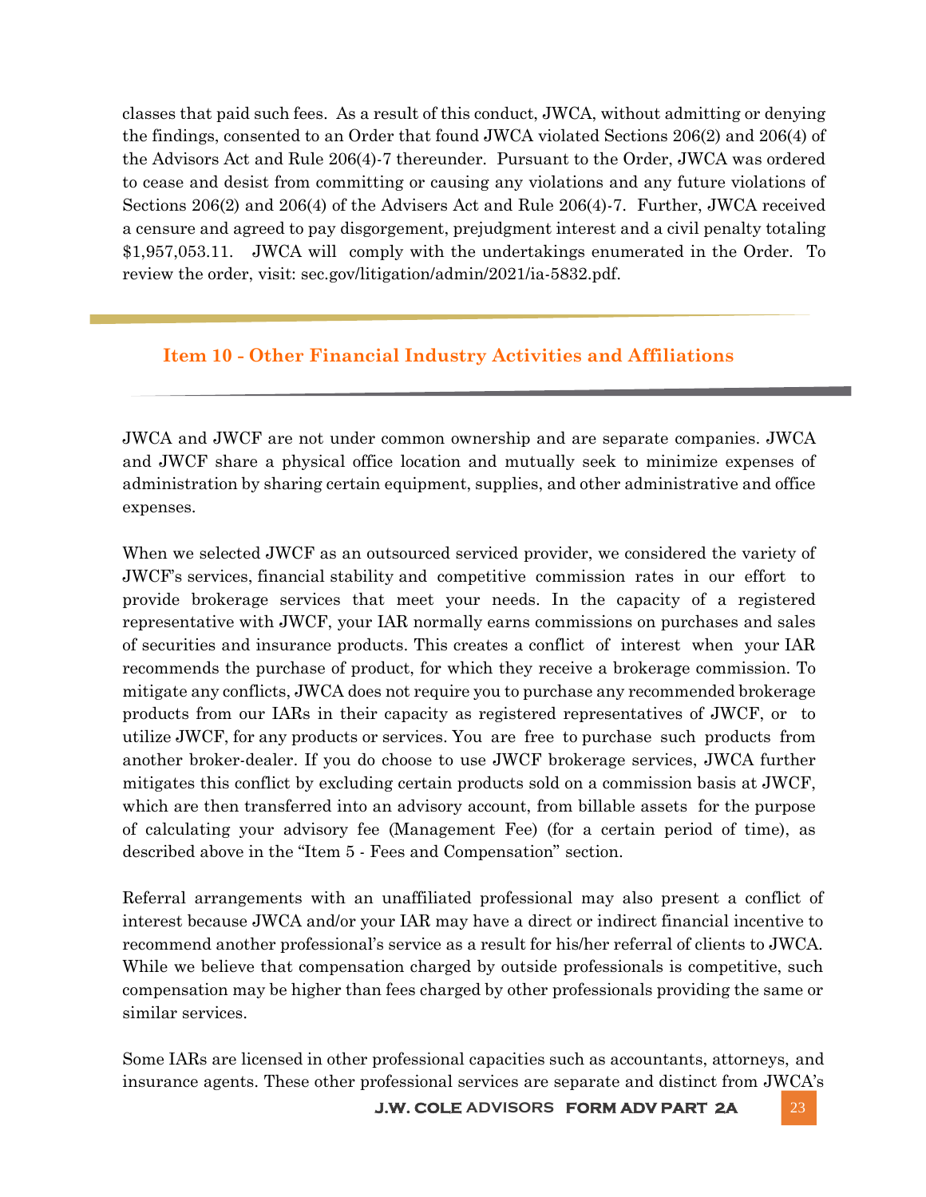classes that paid such fees. As a result of this conduct, JWCA, without admitting or denying the findings, consented to an Order that found JWCA violated Sections 206(2) and 206(4) of the Advisors Act and Rule 206(4)-7 thereunder. Pursuant to the Order, JWCA was ordered to cease and desist from committing or causing any violations and any future violations of Sections 206(2) and 206(4) of the Advisers Act and Rule 206(4)-7. Further, JWCA received a censure and agreed to pay disgorgement, prejudgment interest and a civil penalty totaling $1,957,053.11. JWCA will comply with the undertakings enumerated in the Order. To review the order, visit: sec.gov/litigation/admin/2021/ia-5832.pdf.

## Item 10 - Other Financial Industry Activities and Affiliations

JWCA and JWCF are not under common ownership and are separate companies. JWCA and JWCF share a physical office location and mutually seek to minimize expenses of administration by sharing certain equipment, supplies, and other administrative and office expenses.

When we selected JWCF as an outsourced serviced provider, we considered the variety of JWCF's services, financial stability and competitive commission rates in our effort to provide brokerage services that meet your needs. In the capacity of a registered representative with JWCF, your IAR normally earns commissions on purchases and sales of securities and insurance products. This creates a conflict of interest when your IAR recommends the purchase of product, for which they receive a brokerage commission. To mitigate any conflicts, JWCA does not require you to purchase any recommended brokerage products from our IARs in their capacity as registered representatives of JWCF, or to utilize JWCF, for any products or services. You are free to purchase such products from another broker-dealer. If you do choose to use JWCF brokerage services, JWCA further mitigates this conflict by excluding certain products sold on a commission basis at JWCF, which are then transferred into an advisory account, from billable assets for the purpose of calculating your advisory fee (Management Fee) (for a certain period of time), as described above in the "Item 5 - Fees and Compensation" section.

Referral arrangements with an unaffiliated professional may also present a conflict of interest because JWCA and/or your IAR may have a direct or indirect financial incentive to recommend another professional's service as a result for his/her referral of clients to JWCA. While we believe that compensation charged by outside professionals is competitive, such compensation may be higher than fees charged by other professionals providing the same or similar services.

Some IARs are licensed in other professional capacities such as accountants, attorneys, and insurance agents. These other professional services are separate and distinct from JWCA's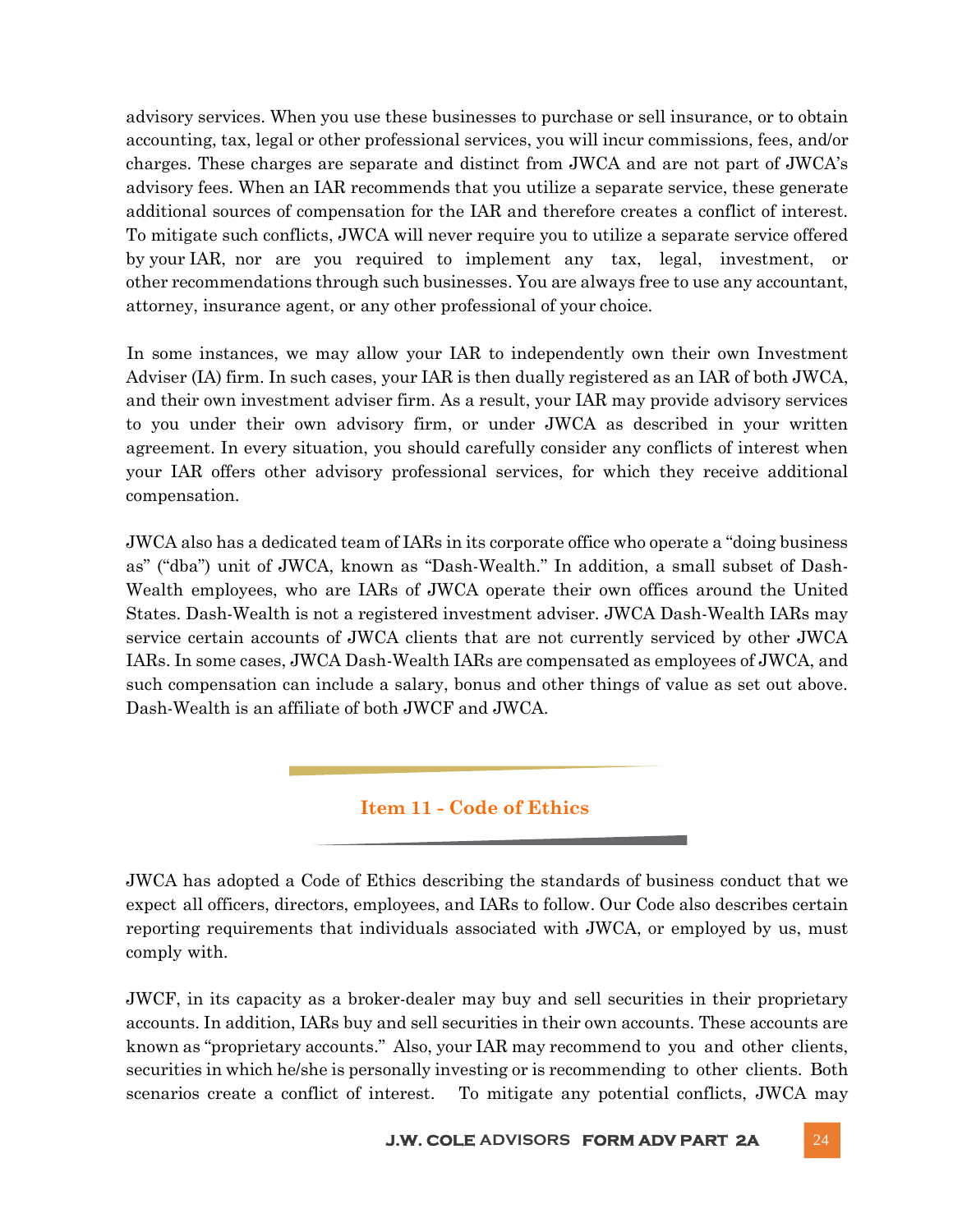advisory services. When you use these businesses to purchase or sell insurance, or to obtain accounting, tax, legal or other professional services, you will incur commissions, fees, and/or charges. These charges are separate and distinct from JWCA and are not part of JWCA's advisory fees. When an IAR recommends that you utilize a separate service, these generate additional sources of compensation for the IAR and therefore creates a conflict of interest. To mitigate such conflicts, JWCA will never require you to utilize a separate service offered by your IAR, nor are you required to implement any tax, legal, investment, or other recommendations through such businesses. You are always free to use any accountant, attorney, insurance agent, or any other professional of your choice.

In some instances, we may allow your IAR to independently own their own Investment Adviser (IA) firm. In such cases, your IAR is then dually registered as an IAR of both JWCA, and their own investment adviser firm. As a result, your IAR may provide advisory services to you under their own advisory firm, or under JWCA as described in your written agreement. In every situation, you should carefully consider any conflicts of interest when your IAR offers other advisory professional services, for which they receive additional compensation.

JWCA also has a dedicated team of IARs in its corporate office who operate a "doing business as" ("dba") unit of JWCA, known as "Dash-Wealth." In addition, a small subset of Dash-Wealth employees, who are IARs of JWCA operate their own offices around the United States. Dash-Wealth is not a registered investment adviser. JWCA Dash-Wealth IARs may service certain accounts of JWCA clients that are not currently serviced by other JWCA IARs. In some cases, JWCA Dash-Wealth IARs are compensated as employees of JWCA, and such compensation can include a salary, bonus and other things of value as set out above. Dash-Wealth is an affiliate of both JWCF and JWCA.

## Item 11 - Code of Ethics

JWCA has adopted a Code of Ethics describing the standards of business conduct that we expect all officers, directors, employees, and IARs to follow. Our Code also describes certain reporting requirements that individuals associated with JWCA, or employed by us, must comply with.

JWCF, in its capacity as a broker-dealer may buy and sell securities in their proprietary accounts. In addition, IARs buy and sell securities in their own accounts. These accounts are known as "proprietary accounts." Also, your IAR may recommend to you and other clients, securities in which he/she is personally investing or is recommending to other clients. Both scenarios create a conflict of interest. To mitigate any potential conflicts, JWCA may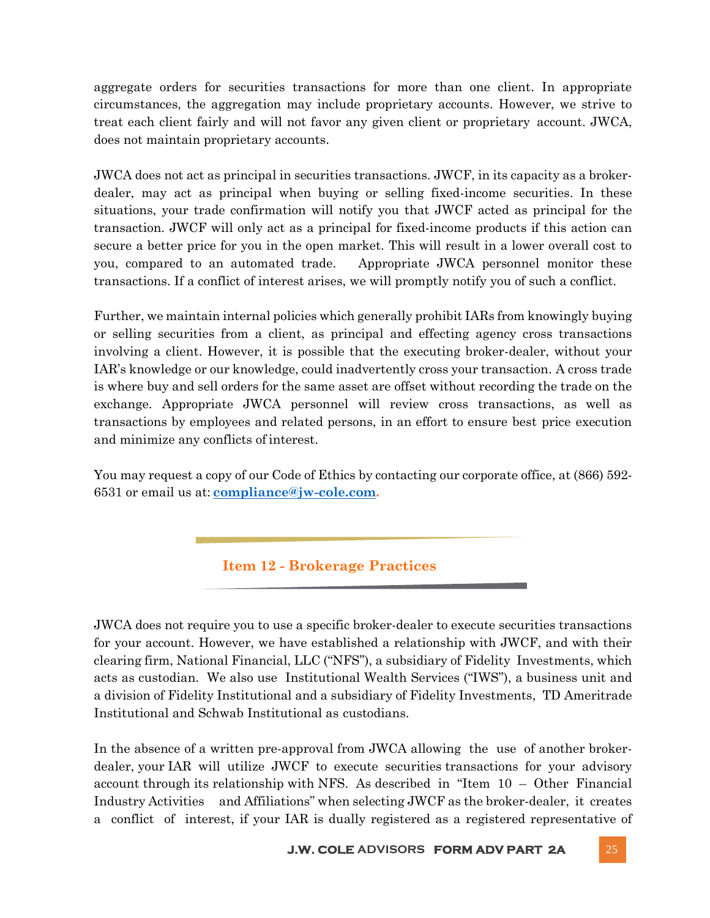aggregate orders for securities transactions for more than one client. In appropriate circumstances, the aggregation may include proprietary accounts. However, we strive to treat each client fairly and will not favor any given client or proprietary account. JWCA, does not maintain proprietary accounts.

JWCA does not act as principal in securities transactions. JWCF, in its capacity as a broker-dealer, may act as principal when buying or selling fixed-income securities. In these situations, your trade confirmation will notify you that JWCF acted as principal for the transaction. JWCF will only act as a principal for fixed-income products if this action can secure a better price for you in the open market. This will result in a lower overall cost to you, compared to an automated trade. Appropriate JWCA personnel monitor these transactions. If a conflict of interest arises, we will promptly notify you of such a conflict.

Further, we maintain internal policies which generally prohibit IARs from knowingly buying or selling securities from a client, as principal and effecting agency cross transactions involving a client. However, it is possible that the executing broker-dealer, without your IAR's knowledge or our knowledge, could inadvertently cross your transaction. A cross trade is where buy and sell orders for the same asset are offset without recording the trade on the exchange. Appropriate JWCA personnel will review cross transactions, as well as transactions by employees and related persons, in an effort to ensure best price execution and minimize any conflicts of interest.

You may request a copy of our Code of Ethics by contacting our corporate office, at (866) 592-6531 or email us at: **compliance@jw-cole.com**.

## Item 12 - Brokerage Practices

JWCA does not require you to use a specific broker-dealer to execute securities transactions for your account. However, we have established a relationship with JWCF, and with their clearing firm, National Financial, LLC ("NFS"), a subsidiary of Fidelity Investments, which acts as custodian. We also use Institutional Wealth Services ("IWS"), a business unit and a division of Fidelity Institutional and a subsidiary of Fidelity Investments, TD Ameritrade Institutional and Schwab Institutional as custodians.

In the absence of a written pre-approval from JWCA allowing the use of another broker-dealer, your IAR will utilize JWCF to execute securities transactions for your advisory account through its relationship with NFS. As described in "Item 10 – Other Financial Industry Activities and Affiliations" when selecting JWCF as the broker-dealer, it creates a conflict of interest, if your IAR is dually registered as a registered representative of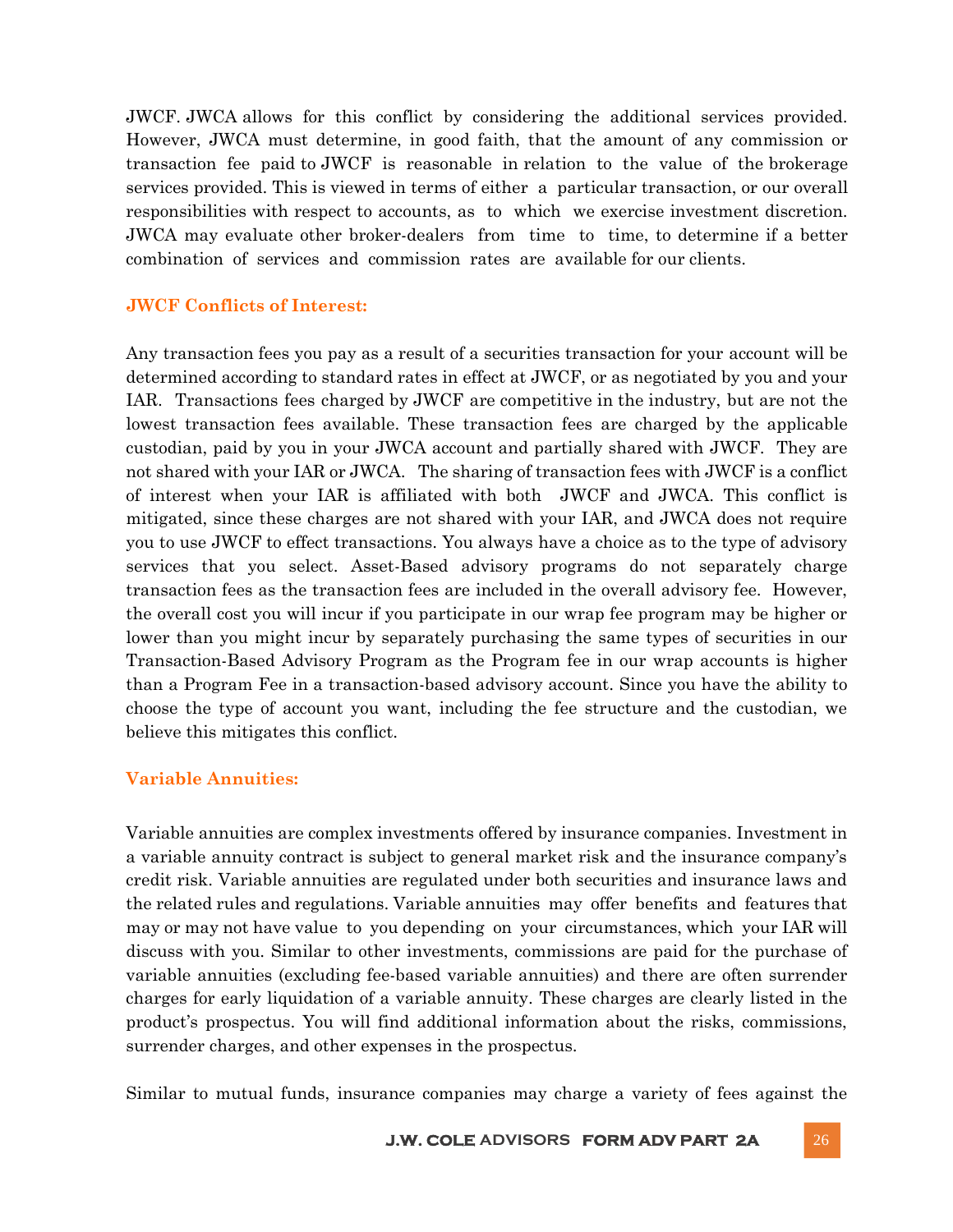JWCF. JWCA allows for this conflict by considering the additional services provided. However, JWCA must determine, in good faith, that the amount of any commission or transaction fee paid to JWCF is reasonable in relation to the value of the brokerage services provided. This is viewed in terms of either a particular transaction, or our overall responsibilities with respect to accounts, as to which we exercise investment discretion. JWCA may evaluate other broker-dealers from time to time, to determine if a better combination of services and commission rates are available for our clients.

### JWCF Conflicts of Interest:

Any transaction fees you pay as a result of a securities transaction for your account will be determined according to standard rates in effect at JWCF, or as negotiated by you and your IAR. Transactions fees charged by JWCF are competitive in the industry, but are not the lowest transaction fees available. These transaction fees are charged by the applicable custodian, paid by you in your JWCA account and partially shared with JWCF. They are not shared with your IAR or JWCA. The sharing of transaction fees with JWCF is a conflict of interest when your IAR is affiliated with both JWCF and JWCA. This conflict is mitigated, since these charges are not shared with your IAR, and JWCA does not require you to use JWCF to effect transactions. You always have a choice as to the type of advisory services that you select. Asset-Based advisory programs do not separately charge transaction fees as the transaction fees are included in the overall advisory fee. However, the overall cost you will incur if you participate in our wrap fee program may be higher or lower than you might incur by separately purchasing the same types of securities in our Transaction-Based Advisory Program as the Program fee in our wrap accounts is higher than a Program Fee in a transaction-based advisory account. Since you have the ability to choose the type of account you want, including the fee structure and the custodian, we believe this mitigates this conflict.

### Variable Annuities:

Variable annuities are complex investments offered by insurance companies. Investment in a variable annuity contract is subject to general market risk and the insurance company's credit risk. Variable annuities are regulated under both securities and insurance laws and the related rules and regulations. Variable annuities may offer benefits and features that may or may not have value to you depending on your circumstances, which your IAR will discuss with you. Similar to other investments, commissions are paid for the purchase of variable annuities (excluding fee-based variable annuities) and there are often surrender charges for early liquidation of a variable annuity. These charges are clearly listed in the product's prospectus. You will find additional information about the risks, commissions, surrender charges, and other expenses in the prospectus.

Similar to mutual funds, insurance companies may charge a variety of fees against the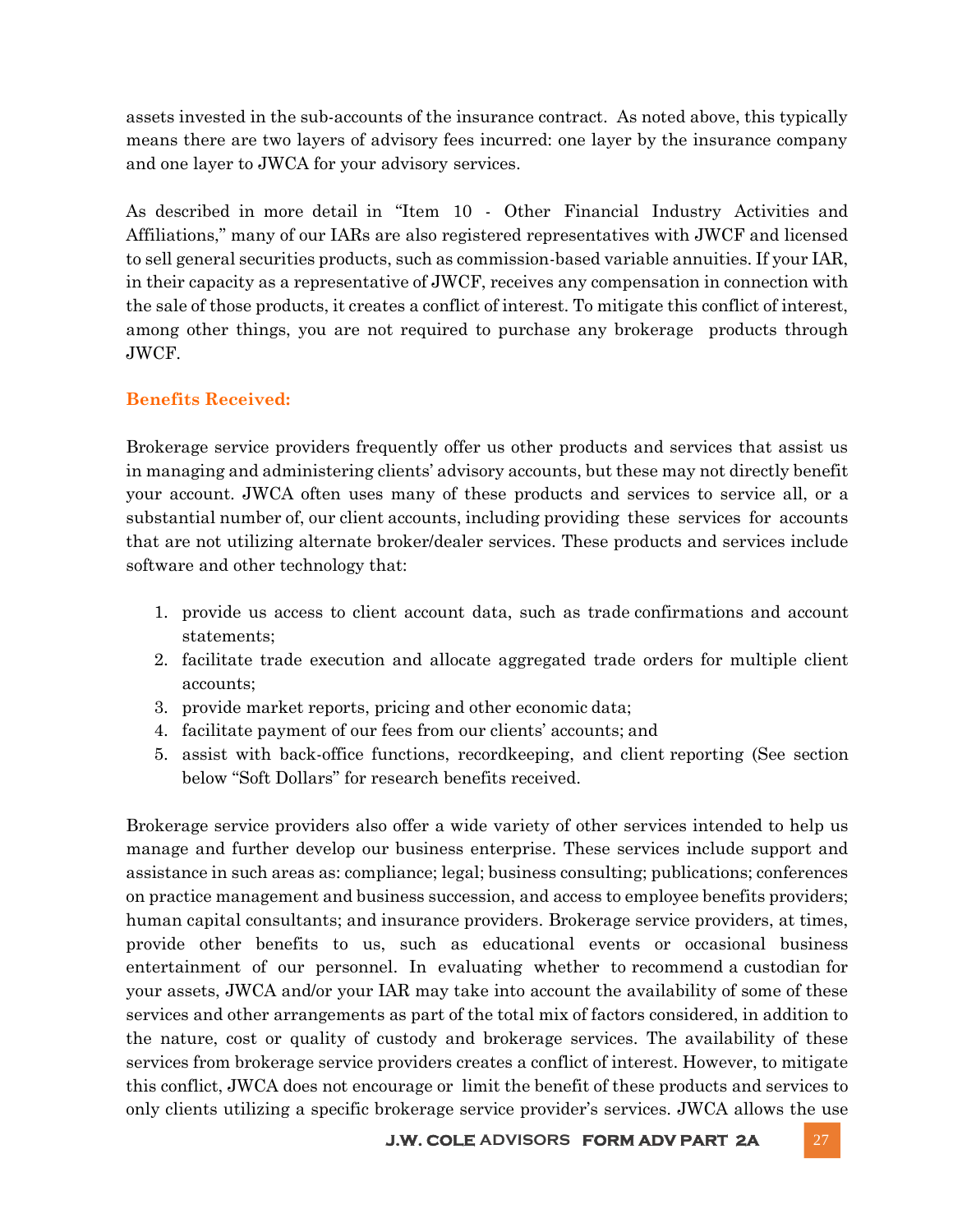assets invested in the sub-accounts of the insurance contract. As noted above, this typically means there are two layers of advisory fees incurred: one layer by the insurance company and one layer to JWCA for your advisory services.

As described in more detail in "Item 10 - Other Financial Industry Activities and Affiliations," many of our IARs are also registered representatives with JWCF and licensed to sell general securities products, such as commission-based variable annuities. If your IAR, in their capacity as a representative of JWCF, receives any compensation in connection with the sale of those products, it creates a conflict of interest. To mitigate this conflict of interest, among other things, you are not required to purchase any brokerage products through JWCF.

### Benefits Received:

Brokerage service providers frequently offer us other products and services that assist us in managing and administering clients' advisory accounts, but these may not directly benefit your account. JWCA often uses many of these products and services to service all, or a substantial number of, our client accounts, including providing these services for accounts that are not utilizing alternate broker/dealer services. These products and services include software and other technology that:

1. provide us access to client account data, such as trade confirmations and account statements;
2. facilitate trade execution and allocate aggregated trade orders for multiple client accounts;
3. provide market reports, pricing and other economic data;
4. facilitate payment of our fees from our clients' accounts; and
5. assist with back-office functions, recordkeeping, and client reporting (See section below "Soft Dollars" for research benefits received.

Brokerage service providers also offer a wide variety of other services intended to help us manage and further develop our business enterprise. These services include support and assistance in such areas as: compliance; legal; business consulting; publications; conferences on practice management and business succession, and access to employee benefits providers; human capital consultants; and insurance providers. Brokerage service providers, at times, provide other benefits to us, such as educational events or occasional business entertainment of our personnel. In evaluating whether to recommend a custodian for your assets, JWCA and/or your IAR may take into account the availability of some of these services and other arrangements as part of the total mix of factors considered, in addition to the nature, cost or quality of custody and brokerage services. The availability of these services from brokerage service providers creates a conflict of interest. However, to mitigate this conflict, JWCA does not encourage or limit the benefit of these products and services to only clients utilizing a specific brokerage service provider's services. JWCA allows the use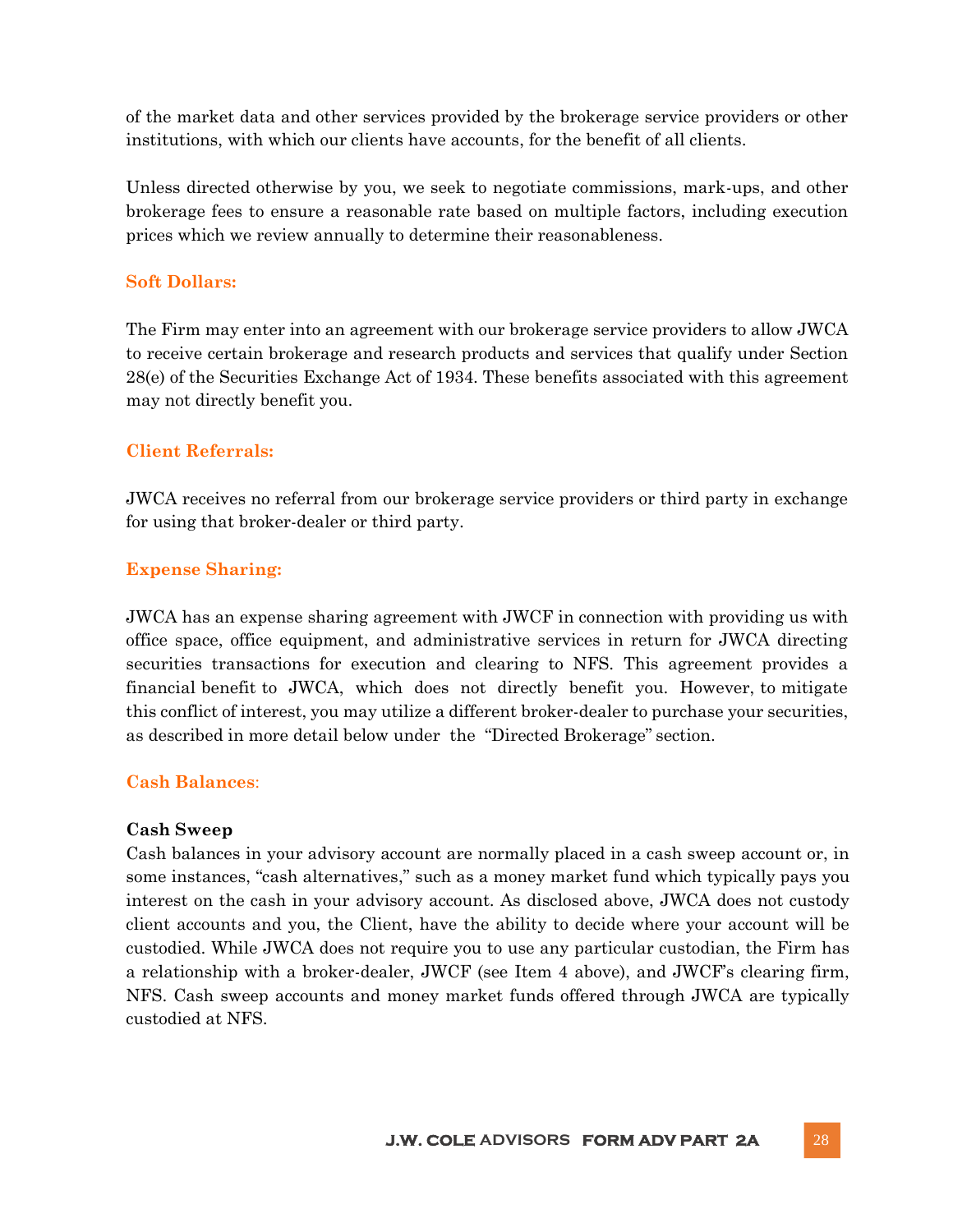of the market data and other services provided by the brokerage service providers or other institutions, with which our clients have accounts, for the benefit of all clients.

Unless directed otherwise by you, we seek to negotiate commissions, mark-ups, and other brokerage fees to ensure a reasonable rate based on multiple factors, including execution prices which we review annually to determine their reasonableness.

### Soft Dollars:

The Firm may enter into an agreement with our brokerage service providers to allow JWCA to receive certain brokerage and research products and services that qualify under Section 28(e) of the Securities Exchange Act of 1934. These benefits associated with this agreement may not directly benefit you.

### Client Referrals:

JWCA receives no referral from our brokerage service providers or third party in exchange for using that broker-dealer or third party.

### Expense Sharing:

JWCA has an expense sharing agreement with JWCF in connection with providing us with office space, office equipment, and administrative services in return for JWCA directing securities transactions for execution and clearing to NFS. This agreement provides a financial benefit to JWCA, which does not directly benefit you. However, to mitigate this conflict of interest, you may utilize a different broker-dealer to purchase your securities, as described in more detail below under the "Directed Brokerage" section.

### Cash Balances:

**Cash Sweep**

Cash balances in your advisory account are normally placed in a cash sweep account or, in some instances, "cash alternatives," such as a money market fund which typically pays you interest on the cash in your advisory account. As disclosed above, JWCA does not custody client accounts and you, the Client, have the ability to decide where your account will be custodied. While JWCA does not require you to use any particular custodian, the Firm has a relationship with a broker-dealer, JWCF (see Item 4 above), and JWCF's clearing firm, NFS. Cash sweep accounts and money market funds offered through JWCA are typically custodied at NFS.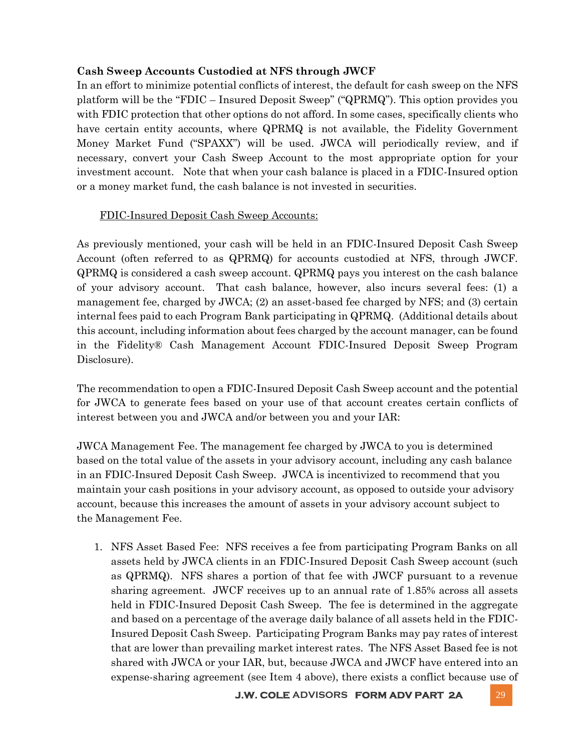**Cash Sweep Accounts Custodied at NFS through JWCF**

In an effort to minimize potential conflicts of interest, the default for cash sweep on the NFS platform will be the "FDIC – Insured Deposit Sweep" ("QPRMQ"). This option provides you with FDIC protection that other options do not afford. In some cases, specifically clients who have certain entity accounts, where QPRMQ is not available, the Fidelity Government Money Market Fund ("SPAXX") will be used. JWCA will periodically review, and if necessary, convert your Cash Sweep Account to the most appropriate option for your investment account. Note that when your cash balance is placed in a FDIC-Insured option or a money market fund, the cash balance is not invested in securities.

<u>FDIC-Insured Deposit Cash Sweep Accounts:</u>

As previously mentioned, your cash will be held in an FDIC-Insured Deposit Cash Sweep Account (often referred to as QPRMQ) for accounts custodied at NFS, through JWCF. QPRMQ is considered a cash sweep account. QPRMQ pays you interest on the cash balance of your advisory account. That cash balance, however, also incurs several fees: (1) a management fee, charged by JWCA; (2) an asset-based fee charged by NFS; and (3) certain internal fees paid to each Program Bank participating in QPRMQ. (Additional details about this account, including information about fees charged by the account manager, can be found in the Fidelity® Cash Management Account FDIC-Insured Deposit Sweep Program Disclosure).

The recommendation to open a FDIC-Insured Deposit Cash Sweep account and the potential for JWCA to generate fees based on your use of that account creates certain conflicts of interest between you and JWCA and/or between you and your IAR:

JWCA Management Fee. The management fee charged by JWCA to you is determined based on the total value of the assets in your advisory account, including any cash balance in an FDIC-Insured Deposit Cash Sweep. JWCA is incentivized to recommend that you maintain your cash positions in your advisory account, as opposed to outside your advisory account, because this increases the amount of assets in your advisory account subject to the Management Fee.

1. NFS Asset Based Fee: NFS receives a fee from participating Program Banks on all assets held by JWCA clients in an FDIC-Insured Deposit Cash Sweep account (such as QPRMQ). NFS shares a portion of that fee with JWCF pursuant to a revenue sharing agreement. JWCF receives up to an annual rate of 1.85% across all assets held in FDIC-Insured Deposit Cash Sweep. The fee is determined in the aggregate and based on a percentage of the average daily balance of all assets held in the FDIC-Insured Deposit Cash Sweep. Participating Program Banks may pay rates of interest that are lower than prevailing market interest rates. The NFS Asset Based fee is not shared with JWCA or your IAR, but, because JWCA and JWCF have entered into an expense-sharing agreement (see Item 4 above), there exists a conflict because use of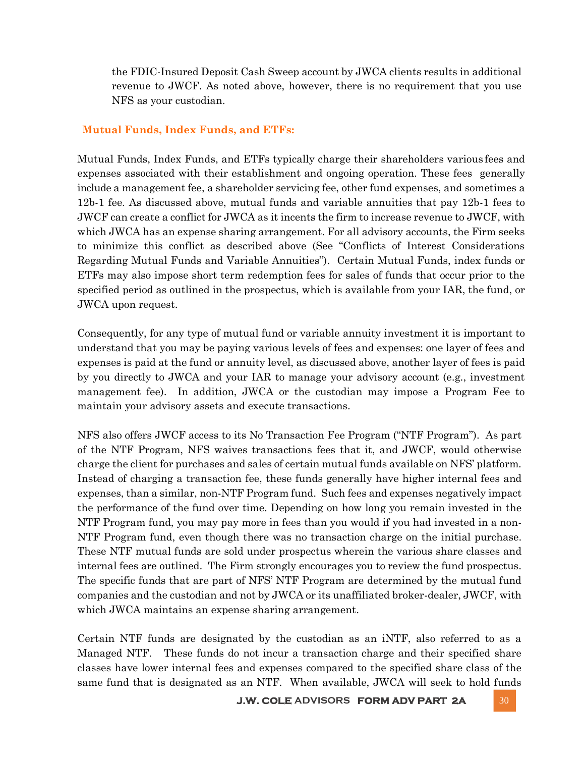the FDIC-Insured Deposit Cash Sweep account by JWCA clients results in additional revenue to JWCF. As noted above, however, there is no requirement that you use NFS as your custodian.

**Mutual Funds, Index Funds, and ETFs:**

Mutual Funds, Index Funds, and ETFs typically charge their shareholders various fees and expenses associated with their establishment and ongoing operation. These fees generally include a management fee, a shareholder servicing fee, other fund expenses, and sometimes a 12b-1 fee. As discussed above, mutual funds and variable annuities that pay 12b-1 fees to JWCF can create a conflict for JWCA as it incents the firm to increase revenue to JWCF, with which JWCA has an expense sharing arrangement. For all advisory accounts, the Firm seeks to minimize this conflict as described above (See "Conflicts of Interest Considerations Regarding Mutual Funds and Variable Annuities"). Certain Mutual Funds, index funds or ETFs may also impose short term redemption fees for sales of funds that occur prior to the specified period as outlined in the prospectus, which is available from your IAR, the fund, or JWCA upon request.

Consequently, for any type of mutual fund or variable annuity investment it is important to understand that you may be paying various levels of fees and expenses: one layer of fees and expenses is paid at the fund or annuity level, as discussed above, another layer of fees is paid by you directly to JWCA and your IAR to manage your advisory account (e.g., investment management fee). In addition, JWCA or the custodian may impose a Program Fee to maintain your advisory assets and execute transactions.

NFS also offers JWCF access to its No Transaction Fee Program ("NTF Program"). As part of the NTF Program, NFS waives transactions fees that it, and JWCF, would otherwise charge the client for purchases and sales of certain mutual funds available on NFS' platform. Instead of charging a transaction fee, these funds generally have higher internal fees and expenses, than a similar, non-NTF Program fund. Such fees and expenses negatively impact the performance of the fund over time. Depending on how long you remain invested in the NTF Program fund, you may pay more in fees than you would if you had invested in a non-NTF Program fund, even though there was no transaction charge on the initial purchase. These NTF mutual funds are sold under prospectus wherein the various share classes and internal fees are outlined. The Firm strongly encourages you to review the fund prospectus. The specific funds that are part of NFS' NTF Program are determined by the mutual fund companies and the custodian and not by JWCA or its unaffiliated broker-dealer, JWCF, with which JWCA maintains an expense sharing arrangement.

Certain NTF funds are designated by the custodian as an iNTF, also referred to as a Managed NTF. These funds do not incur a transaction charge and their specified share classes have lower internal fees and expenses compared to the specified share class of the same fund that is designated as an NTF. When available, JWCA will seek to hold funds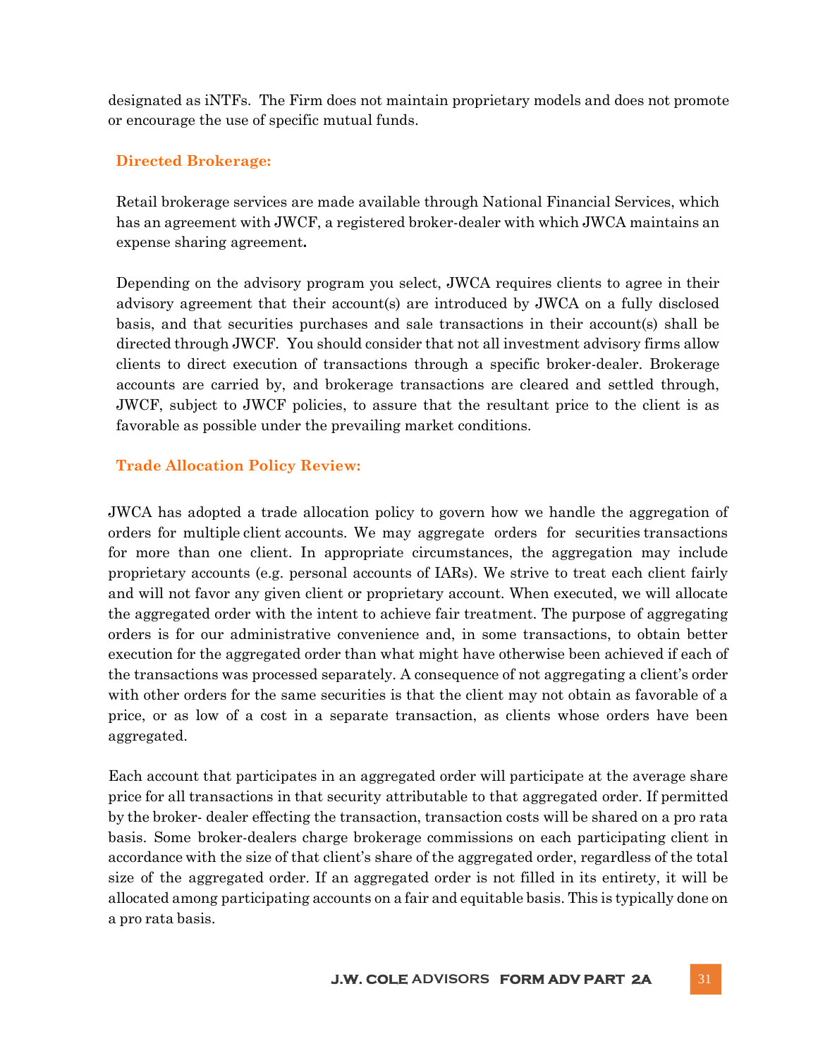designated as iNTFs. The Firm does not maintain proprietary models and does not promote or encourage the use of specific mutual funds.

### Directed Brokerage:

Retail brokerage services are made available through National Financial Services, which has an agreement with JWCF, a registered broker-dealer with which JWCA maintains an expense sharing agreement**.**

Depending on the advisory program you select, JWCA requires clients to agree in their advisory agreement that their account(s) are introduced by JWCA on a fully disclosed basis, and that securities purchases and sale transactions in their account(s) shall be directed through JWCF. You should consider that not all investment advisory firms allow clients to direct execution of transactions through a specific broker-dealer. Brokerage accounts are carried by, and brokerage transactions are cleared and settled through, JWCF, subject to JWCF policies, to assure that the resultant price to the client is as favorable as possible under the prevailing market conditions.

### Trade Allocation Policy Review:

JWCA has adopted a trade allocation policy to govern how we handle the aggregation of orders for multiple client accounts. We may aggregate orders for securities transactions for more than one client. In appropriate circumstances, the aggregation may include proprietary accounts (e.g. personal accounts of IARs). We strive to treat each client fairly and will not favor any given client or proprietary account. When executed, we will allocate the aggregated order with the intent to achieve fair treatment. The purpose of aggregating orders is for our administrative convenience and, in some transactions, to obtain better execution for the aggregated order than what might have otherwise been achieved if each of the transactions was processed separately. A consequence of not aggregating a client's order with other orders for the same securities is that the client may not obtain as favorable of a price, or as low of a cost in a separate transaction, as clients whose orders have been aggregated.

Each account that participates in an aggregated order will participate at the average share price for all transactions in that security attributable to that aggregated order. If permitted by the broker- dealer effecting the transaction, transaction costs will be shared on a pro rata basis. Some broker-dealers charge brokerage commissions on each participating client in accordance with the size of that client's share of the aggregated order, regardless of the total size of the aggregated order. If an aggregated order is not filled in its entirety, it will be allocated among participating accounts on a fair and equitable basis. This is typically done on a pro rata basis.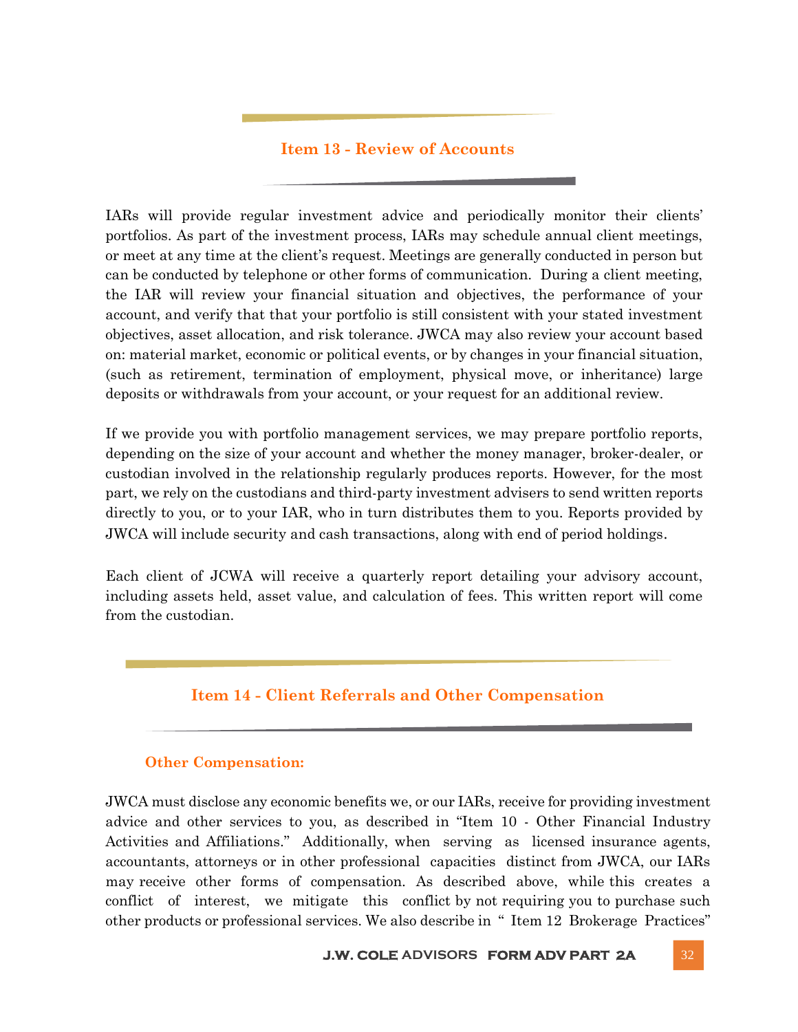## Item 13 - Review of Accounts

IARs will provide regular investment advice and periodically monitor their clients' portfolios. As part of the investment process, IARs may schedule annual client meetings, or meet at any time at the client's request. Meetings are generally conducted in person but can be conducted by telephone or other forms of communication. During a client meeting, the IAR will review your financial situation and objectives, the performance of your account, and verify that that your portfolio is still consistent with your stated investment objectives, asset allocation, and risk tolerance. JWCA may also review your account based on: material market, economic or political events, or by changes in your financial situation, (such as retirement, termination of employment, physical move, or inheritance) large deposits or withdrawals from your account, or your request for an additional review.

If we provide you with portfolio management services, we may prepare portfolio reports, depending on the size of your account and whether the money manager, broker-dealer, or custodian involved in the relationship regularly produces reports. However, for the most part, we rely on the custodians and third-party investment advisers to send written reports directly to you, or to your IAR, who in turn distributes them to you. Reports provided by JWCA will include security and cash transactions, along with end of period holdings.

Each client of JCWA will receive a quarterly report detailing your advisory account, including assets held, asset value, and calculation of fees. This written report will come from the custodian.

## Item 14 - Client Referrals and Other Compensation

### Other Compensation:

JWCA must disclose any economic benefits we, or our IARs, receive for providing investment advice and other services to you, as described in "Item 10 - Other Financial Industry Activities and Affiliations." Additionally, when serving as licensed insurance agents, accountants, attorneys or in other professional capacities distinct from JWCA, our IARs may receive other forms of compensation. As described above, while this creates a conflict of interest, we mitigate this conflict by not requiring you to purchase such other products or professional services. We also describe in " Item 12 Brokerage Practices"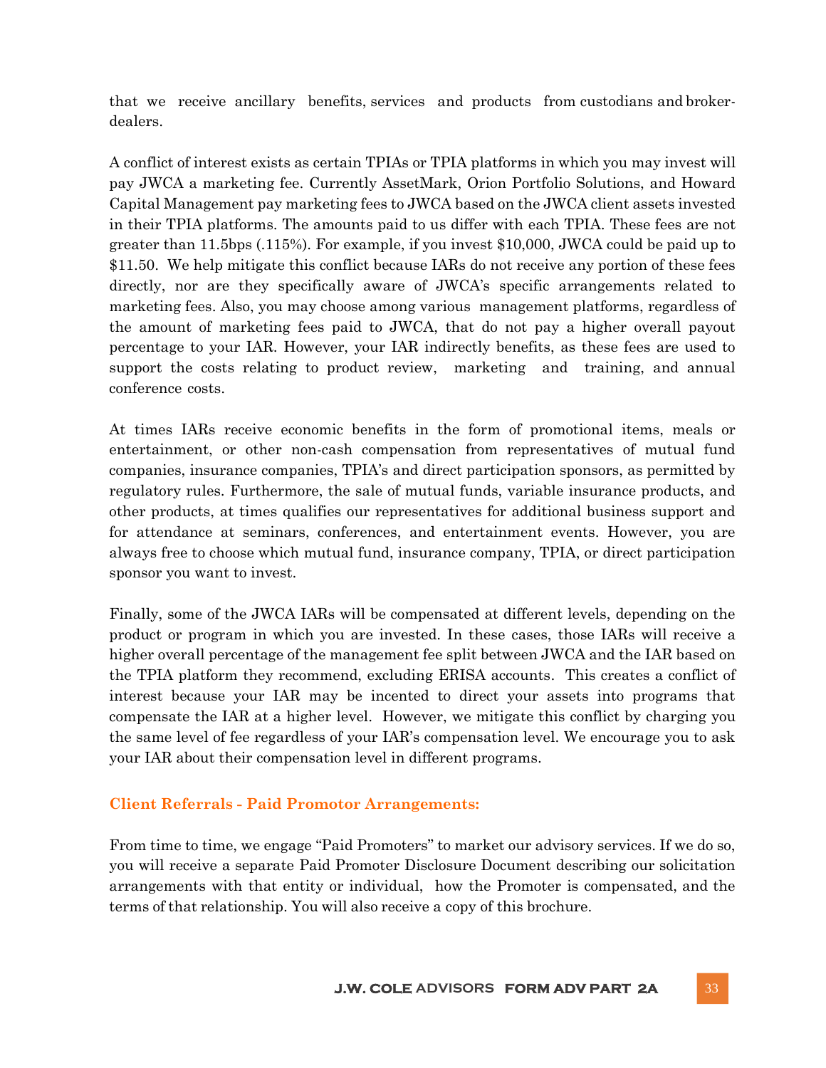that we receive ancillary benefits, services and products from custodians and broker-dealers.

A conflict of interest exists as certain TPIAs or TPIA platforms in which you may invest will pay JWCA a marketing fee. Currently AssetMark, Orion Portfolio Solutions, and Howard Capital Management pay marketing fees to JWCA based on the JWCA client assets invested in their TPIA platforms. The amounts paid to us differ with each TPIA. These fees are not greater than 11.5bps (.115%). For example, if you invest $10,000, JWCA could be paid up to $11.50. We help mitigate this conflict because IARs do not receive any portion of these fees directly, nor are they specifically aware of JWCA's specific arrangements related to marketing fees. Also, you may choose among various management platforms, regardless of the amount of marketing fees paid to JWCA, that do not pay a higher overall payout percentage to your IAR. However, your IAR indirectly benefits, as these fees are used to support the costs relating to product review, marketing and training, and annual conference costs.

At times IARs receive economic benefits in the form of promotional items, meals or entertainment, or other non-cash compensation from representatives of mutual fund companies, insurance companies, TPIA's and direct participation sponsors, as permitted by regulatory rules. Furthermore, the sale of mutual funds, variable insurance products, and other products, at times qualifies our representatives for additional business support and for attendance at seminars, conferences, and entertainment events. However, you are always free to choose which mutual fund, insurance company, TPIA, or direct participation sponsor you want to invest.

Finally, some of the JWCA IARs will be compensated at different levels, depending on the product or program in which you are invested. In these cases, those IARs will receive a higher overall percentage of the management fee split between JWCA and the IAR based on the TPIA platform they recommend, excluding ERISA accounts. This creates a conflict of interest because your IAR may be incented to direct your assets into programs that compensate the IAR at a higher level. However, we mitigate this conflict by charging you the same level of fee regardless of your IAR's compensation level. We encourage you to ask your IAR about their compensation level in different programs.

### Client Referrals - Paid Promotor Arrangements:

From time to time, we engage "Paid Promoters" to market our advisory services. If we do so, you will receive a separate Paid Promoter Disclosure Document describing our solicitation arrangements with that entity or individual, how the Promoter is compensated, and the terms of that relationship. You will also receive a copy of this brochure.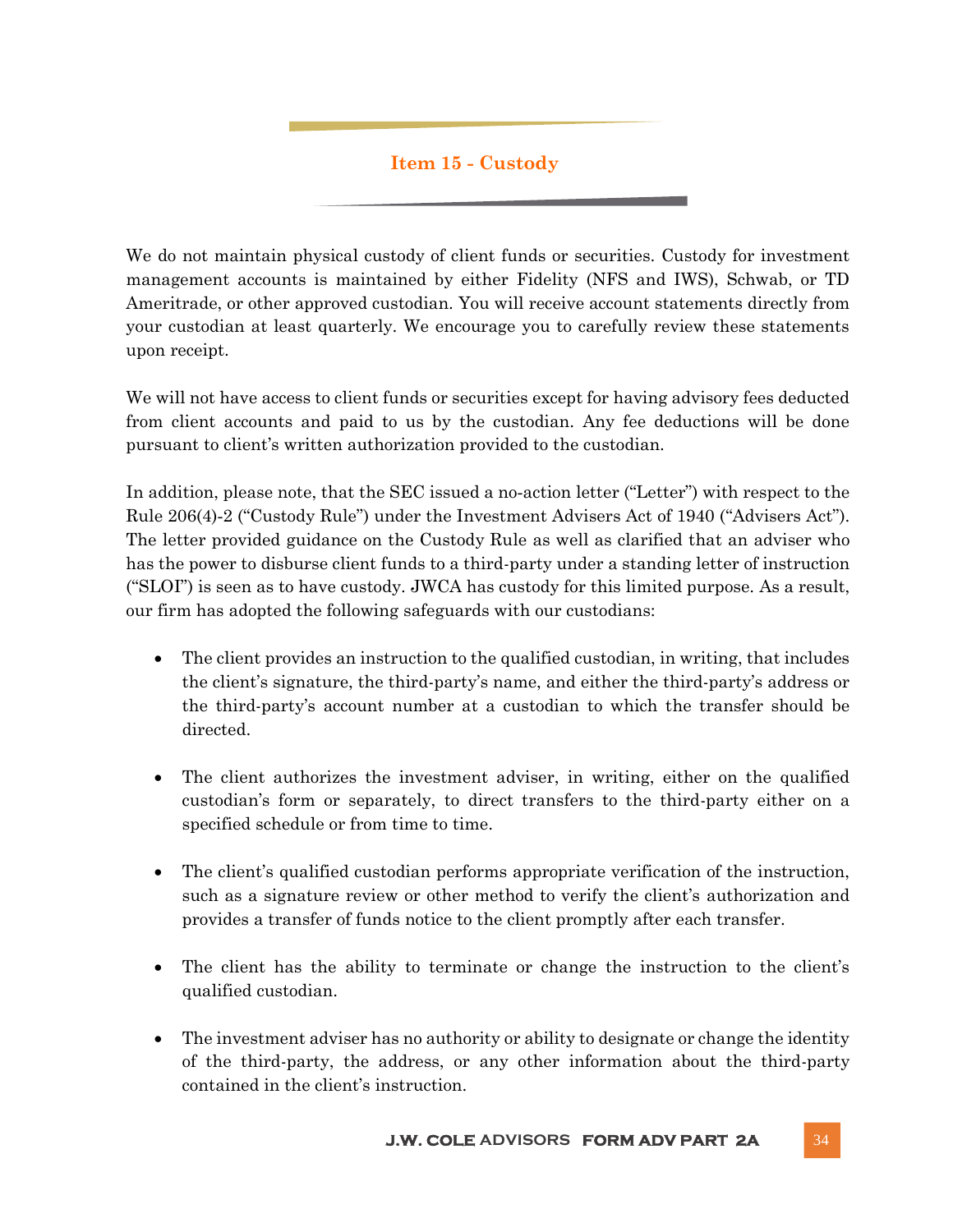## Item 15 - Custody

We do not maintain physical custody of client funds or securities. Custody for investment management accounts is maintained by either Fidelity (NFS and IWS), Schwab, or TD Ameritrade, or other approved custodian. You will receive account statements directly from your custodian at least quarterly. We encourage you to carefully review these statements upon receipt.

We will not have access to client funds or securities except for having advisory fees deducted from client accounts and paid to us by the custodian. Any fee deductions will be done pursuant to client's written authorization provided to the custodian.

In addition, please note, that the SEC issued a no-action letter ("Letter") with respect to the Rule 206(4)-2 ("Custody Rule") under the Investment Advisers Act of 1940 ("Advisers Act"). The letter provided guidance on the Custody Rule as well as clarified that an adviser who has the power to disburse client funds to a third-party under a standing letter of instruction ("SLOI") is seen as to have custody. JWCA has custody for this limited purpose. As a result, our firm has adopted the following safeguards with our custodians:

- The client provides an instruction to the qualified custodian, in writing, that includes the client's signature, the third-party's name, and either the third-party's address or the third-party's account number at a custodian to which the transfer should be directed.

- The client authorizes the investment adviser, in writing, either on the qualified custodian's form or separately, to direct transfers to the third-party either on a specified schedule or from time to time.

- The client's qualified custodian performs appropriate verification of the instruction, such as a signature review or other method to verify the client's authorization and provides a transfer of funds notice to the client promptly after each transfer.

- The client has the ability to terminate or change the instruction to the client's qualified custodian.

- The investment adviser has no authority or ability to designate or change the identity of the third-party, the address, or any other information about the third-party contained in the client's instruction.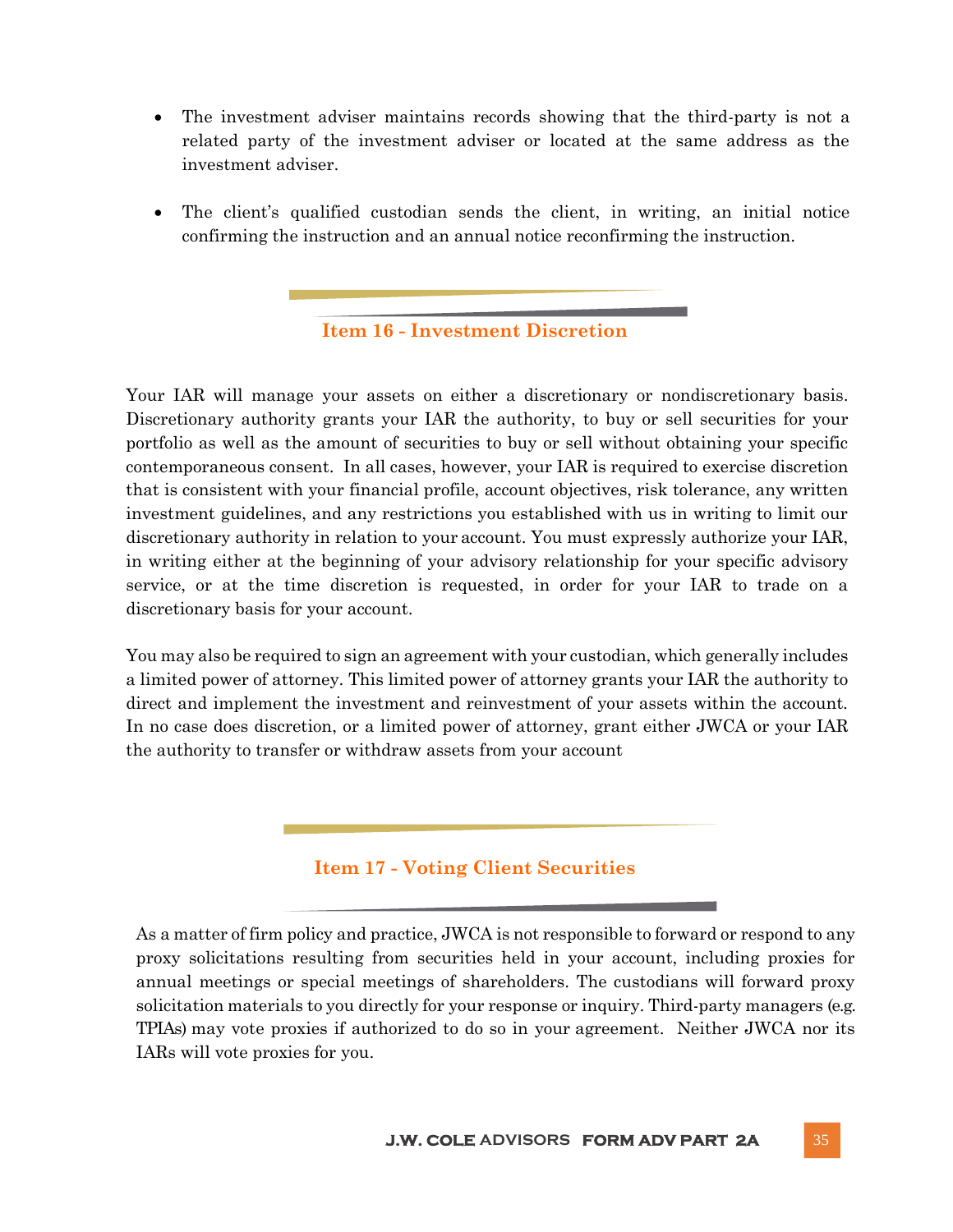- The investment adviser maintains records showing that the third-party is not a related party of the investment adviser or located at the same address as the investment adviser.

- The client's qualified custodian sends the client, in writing, an initial notice confirming the instruction and an annual notice reconfirming the instruction.

## Item 16 - Investment Discretion

Your IAR will manage your assets on either a discretionary or nondiscretionary basis. Discretionary authority grants your IAR the authority, to buy or sell securities for your portfolio as well as the amount of securities to buy or sell without obtaining your specific contemporaneous consent. In all cases, however, your IAR is required to exercise discretion that is consistent with your financial profile, account objectives, risk tolerance, any written investment guidelines, and any restrictions you established with us in writing to limit our discretionary authority in relation to your account. You must expressly authorize your IAR, in writing either at the beginning of your advisory relationship for your specific advisory service, or at the time discretion is requested, in order for your IAR to trade on a discretionary basis for your account.

You may also be required to sign an agreement with your custodian, which generally includes a limited power of attorney. This limited power of attorney grants your IAR the authority to direct and implement the investment and reinvestment of your assets within the account. In no case does discretion, or a limited power of attorney, grant either JWCA or your IAR the authority to transfer or withdraw assets from your account

## Item 17 - Voting Client Securities

As a matter of firm policy and practice, JWCA is not responsible to forward or respond to any proxy solicitations resulting from securities held in your account, including proxies for annual meetings or special meetings of shareholders. The custodians will forward proxy solicitation materials to you directly for your response or inquiry. Third-party managers (e.g. TPIAs) may vote proxies if authorized to do so in your agreement. Neither JWCA nor its IARs will vote proxies for you.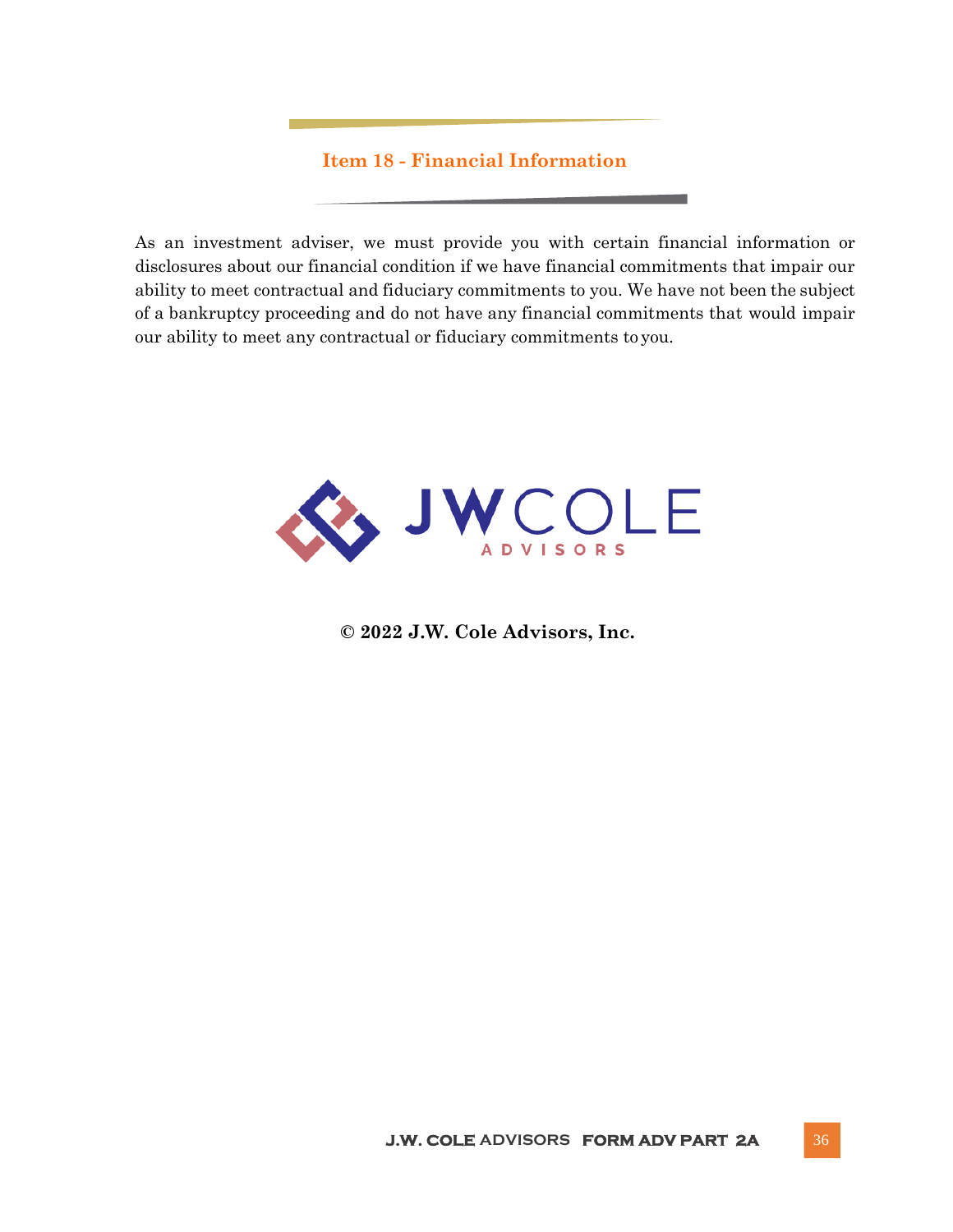## Item 18 - Financial Information

As an investment adviser, we must provide you with certain financial information or disclosures about our financial condition if we have financial commitments that impair our ability to meet contractual and fiduciary commitments to you. We have not been the subject of a bankruptcy proceeding and do not have any financial commitments that would impair our ability to meet any contractual or fiduciary commitments to you.

JWCOLE ADVISORS

**© 2022 J.W. Cole Advisors, Inc.**